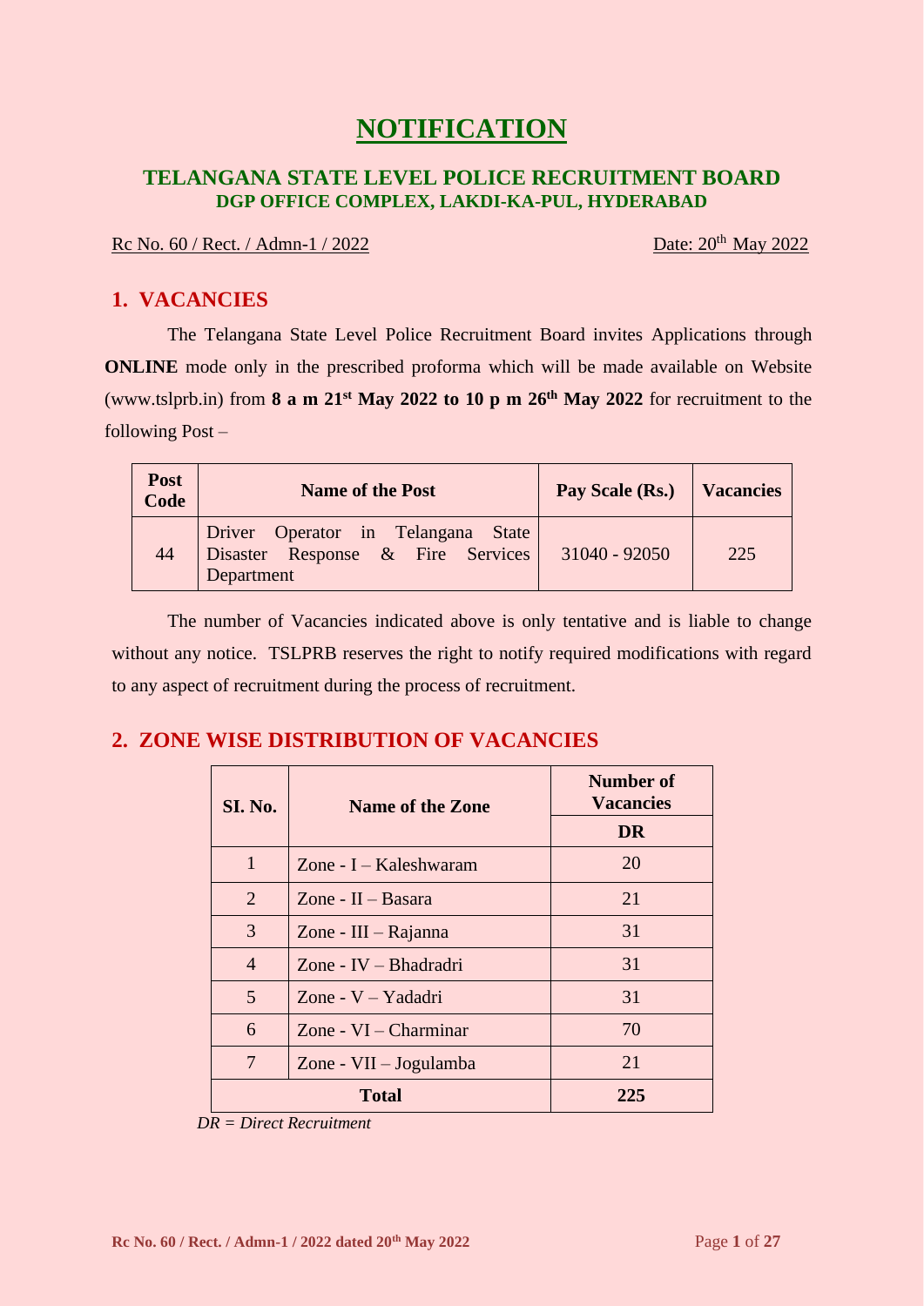# NOTIFICATION

## TELANGANA STATE LEVEL POLICE RECRUITMENT BOARD
### DGP OFFICE COMPLEX, LAKDI-KA-PUL, HYDERABAD

Rc No. 60 / Rect. / Admn-1 / 2022 Date: 20th May 2022

## 1. VACANCIES

The Telangana State Level Police Recruitment Board invites Applications through **ONLINE** mode only in the prescribed proforma which will be made available on Website (www.tslprb.in) from **8 a m 21st May 2022 to 10 p m 26th May 2022** for recruitment to the following Post –

| Post Code | Name of the Post | Pay Scale (Rs.) | Vacancies |
|---|---|---|---|
| 44 | Driver Operator in Telangana State Disaster Response & Fire Services Department | 31040 - 92050 | 225 |

The number of Vacancies indicated above is only tentative and is liable to change without any notice. TSLPRB reserves the right to notify required modifications with regard to any aspect of recruitment during the process of recruitment.

## 2. ZONE WISE DISTRIBUTION OF VACANCIES

| SI. No. | Name of the Zone | Number of Vacancies |
|---|---|---|
| | | DR |
| 1 | Zone - I – Kaleshwaram | 20 |
| 2 | Zone - II – Basara | 21 |
| 3 | Zone - III – Rajanna | 31 |
| 4 | Zone - IV – Bhadradri | 31 |
| 5 | Zone - V – Yadadri | 31 |
| 6 | Zone - VI – Charminar | 70 |
| 7 | Zone - VII – Jogulamba | 21 |
| **Total** | | **225** |

*DR = Direct Recruitment*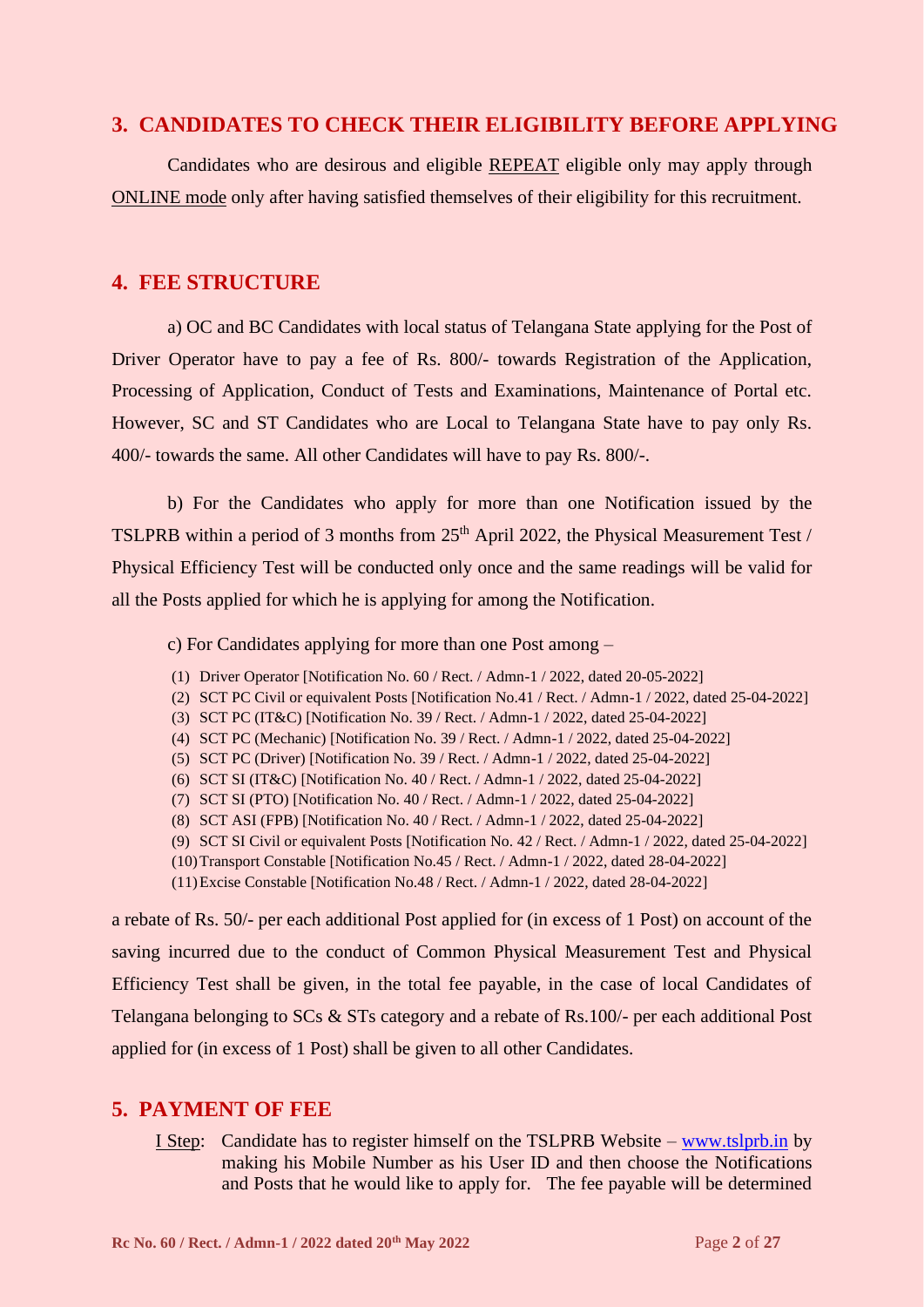## 3. CANDIDATES TO CHECK THEIR ELIGIBILITY BEFORE APPLYING

Candidates who are desirous and eligible REPEAT eligible only may apply through ONLINE mode only after having satisfied themselves of their eligibility for this recruitment.

## 4. FEE STRUCTURE

a) OC and BC Candidates with local status of Telangana State applying for the Post of Driver Operator have to pay a fee of Rs. 800/- towards Registration of the Application, Processing of Application, Conduct of Tests and Examinations, Maintenance of Portal etc. However, SC and ST Candidates who are Local to Telangana State have to pay only Rs. 400/- towards the same. All other Candidates will have to pay Rs. 800/-.

b) For the Candidates who apply for more than one Notification issued by the TSLPRB within a period of 3 months from 25th April 2022, the Physical Measurement Test / Physical Efficiency Test will be conducted only once and the same readings will be valid for all the Posts applied for which he is applying for among the Notification.

c) For Candidates applying for more than one Post among –

(1) Driver Operator [Notification No. 60 / Rect. / Admn-1 / 2022, dated 20-05-2022]
(2) SCT PC Civil or equivalent Posts [Notification No.41 / Rect. / Admn-1 / 2022, dated 25-04-2022]
(3) SCT PC (IT&C) [Notification No. 39 / Rect. / Admn-1 / 2022, dated 25-04-2022]
(4) SCT PC (Mechanic) [Notification No. 39 / Rect. / Admn-1 / 2022, dated 25-04-2022]
(5) SCT PC (Driver) [Notification No. 39 / Rect. / Admn-1 / 2022, dated 25-04-2022]
(6) SCT SI (IT&C) [Notification No. 40 / Rect. / Admn-1 / 2022, dated 25-04-2022]
(7) SCT SI (PTO) [Notification No. 40 / Rect. / Admn-1 / 2022, dated 25-04-2022]
(8) SCT ASI (FPB) [Notification No. 40 / Rect. / Admn-1 / 2022, dated 25-04-2022]
(9) SCT SI Civil or equivalent Posts [Notification No. 42 / Rect. / Admn-1 / 2022, dated 25-04-2022]
(10) Transport Constable [Notification No.45 / Rect. / Admn-1 / 2022, dated 28-04-2022]
(11) Excise Constable [Notification No.48 / Rect. / Admn-1 / 2022, dated 28-04-2022]

a rebate of Rs. 50/- per each additional Post applied for (in excess of 1 Post) on account of the saving incurred due to the conduct of Common Physical Measurement Test and Physical Efficiency Test shall be given, in the total fee payable, in the case of local Candidates of Telangana belonging to SCs & STs category and a rebate of Rs.100/- per each additional Post applied for (in excess of 1 Post) shall be given to all other Candidates.

## 5. PAYMENT OF FEE

I Step: Candidate has to register himself on the TSLPRB Website – www.tslprb.in by making his Mobile Number as his User ID and then choose the Notifications and Posts that he would like to apply for. The fee payable will be determined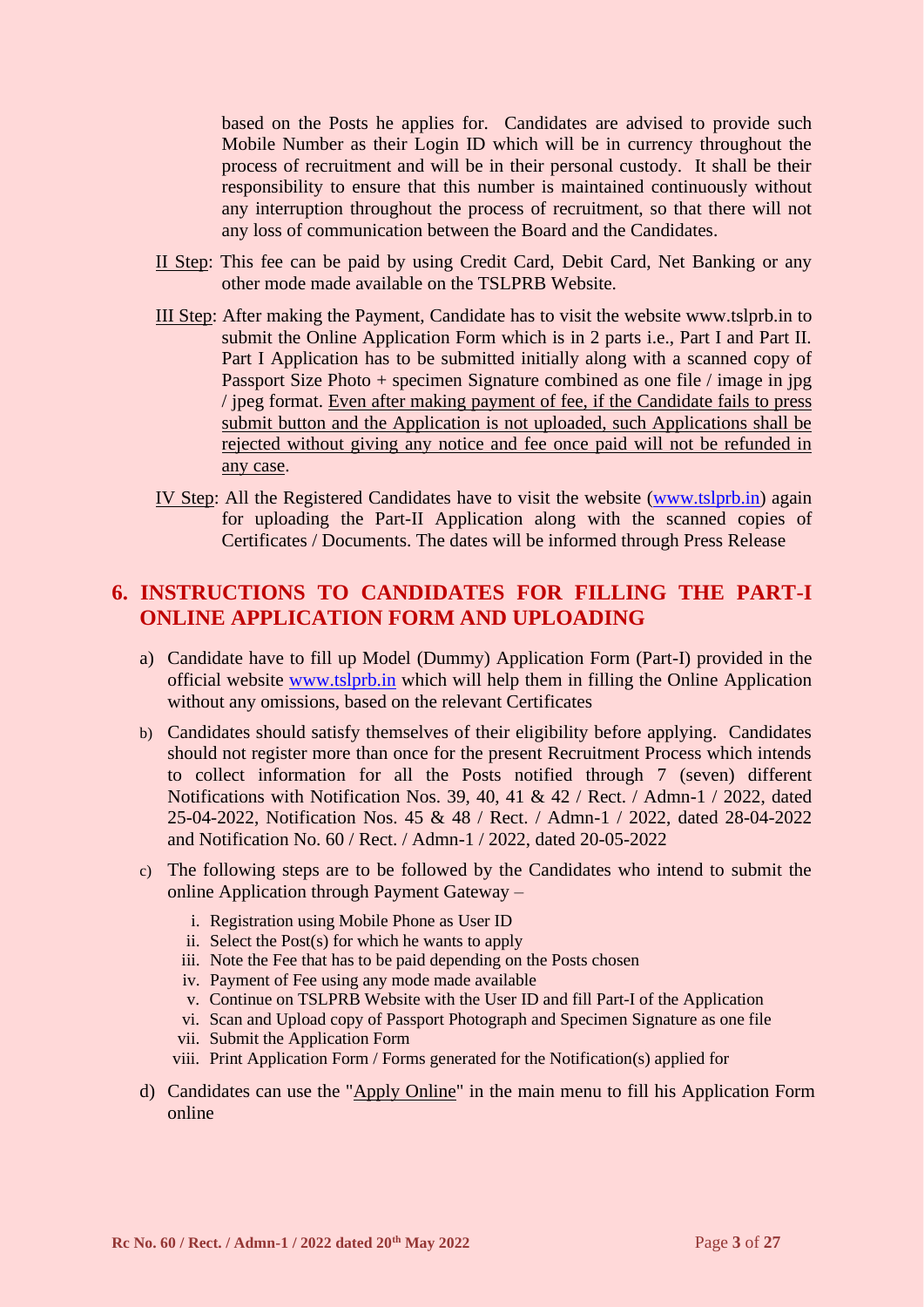based on the Posts he applies for. Candidates are advised to provide such Mobile Number as their Login ID which will be in currency throughout the process of recruitment and will be in their personal custody. It shall be their responsibility to ensure that this number is maintained continuously without any interruption throughout the process of recruitment, so that there will not any loss of communication between the Board and the Candidates.

II Step: This fee can be paid by using Credit Card, Debit Card, Net Banking or any other mode made available on the TSLPRB Website.

III Step: After making the Payment, Candidate has to visit the website www.tslprb.in to submit the Online Application Form which is in 2 parts i.e., Part I and Part II. Part I Application has to be submitted initially along with a scanned copy of Passport Size Photo + specimen Signature combined as one file / image in jpg / jpeg format. Even after making payment of fee, if the Candidate fails to press submit button and the Application is not uploaded, such Applications shall be rejected without giving any notice and fee once paid will not be refunded in any case.

IV Step: All the Registered Candidates have to visit the website (www.tslprb.in) again for uploading the Part-II Application along with the scanned copies of Certificates / Documents. The dates will be informed through Press Release

## 6. INSTRUCTIONS TO CANDIDATES FOR FILLING THE PART-I ONLINE APPLICATION FORM AND UPLOADING

a) Candidate have to fill up Model (Dummy) Application Form (Part-I) provided in the official website www.tslprb.in which will help them in filling the Online Application without any omissions, based on the relevant Certificates

b) Candidates should satisfy themselves of their eligibility before applying. Candidates should not register more than once for the present Recruitment Process which intends to collect information for all the Posts notified through 7 (seven) different Notifications with Notification Nos. 39, 40, 41 & 42 / Rect. / Admn-1 / 2022, dated 25-04-2022, Notification Nos. 45 & 48 / Rect. / Admn-1 / 2022, dated 28-04-2022 and Notification No. 60 / Rect. / Admn-1 / 2022, dated 20-05-2022

c) The following steps are to be followed by the Candidates who intend to submit the online Application through Payment Gateway –

   i. Registration using Mobile Phone as User ID
   ii. Select the Post(s) for which he wants to apply
   iii. Note the Fee that has to be paid depending on the Posts chosen
   iv. Payment of Fee using any mode made available
   v. Continue on TSLPRB Website with the User ID and fill Part-I of the Application
   vi. Scan and Upload copy of Passport Photograph and Specimen Signature as one file
   vii. Submit the Application Form
   viii. Print Application Form / Forms generated for the Notification(s) applied for

d) Candidates can use the "Apply Online" in the main menu to fill his Application Form online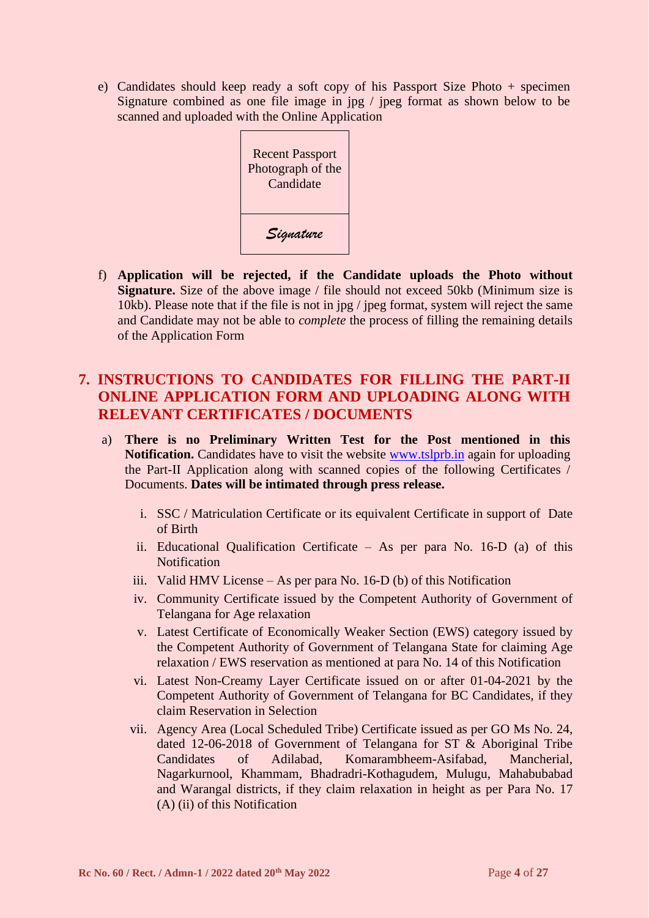e) Candidates should keep ready a soft copy of his Passport Size Photo + specimen Signature combined as one file image in jpg / jpeg format as shown below to be scanned and uploaded with the Online Application

| Recent Passport Photograph of the Candidate |
|---|
| *Signature* |

f) **Application will be rejected, if the Candidate uploads the Photo without Signature.** Size of the above image / file should not exceed 50kb (Minimum size is 10kb). Please note that if the file is not in jpg / jpeg format, system will reject the same and Candidate may not be able to *complete* the process of filling the remaining details of the Application Form

## 7. INSTRUCTIONS TO CANDIDATES FOR FILLING THE PART-II ONLINE APPLICATION FORM AND UPLOADING ALONG WITH RELEVANT CERTIFICATES / DOCUMENTS

a) **There is no Preliminary Written Test for the Post mentioned in this Notification.** Candidates have to visit the website www.tslprb.in again for uploading the Part-II Application along with scanned copies of the following Certificates / Documents. **Dates will be intimated through press release.**

   i. SSC / Matriculation Certificate or its equivalent Certificate in support of Date of Birth

   ii. Educational Qualification Certificate – As per para No. 16-D (a) of this Notification

   iii. Valid HMV License – As per para No. 16-D (b) of this Notification

   iv. Community Certificate issued by the Competent Authority of Government of Telangana for Age relaxation

   v. Latest Certificate of Economically Weaker Section (EWS) category issued by the Competent Authority of Government of Telangana State for claiming Age relaxation / EWS reservation as mentioned at para No. 14 of this Notification

   vi. Latest Non-Creamy Layer Certificate issued on or after 01-04-2021 by the Competent Authority of Government of Telangana for BC Candidates, if they claim Reservation in Selection

   vii. Agency Area (Local Scheduled Tribe) Certificate issued as per GO Ms No. 24, dated 12-06-2018 of Government of Telangana for ST & Aboriginal Tribe Candidates of Adilabad, Komarambheem-Asifabad, Mancherial, Nagarkurnool, Khammam, Bhadradri-Kothagudem, Mulugu, Mahabubabad and Warangal districts, if they claim relaxation in height as per Para No. 17 (A) (ii) of this Notification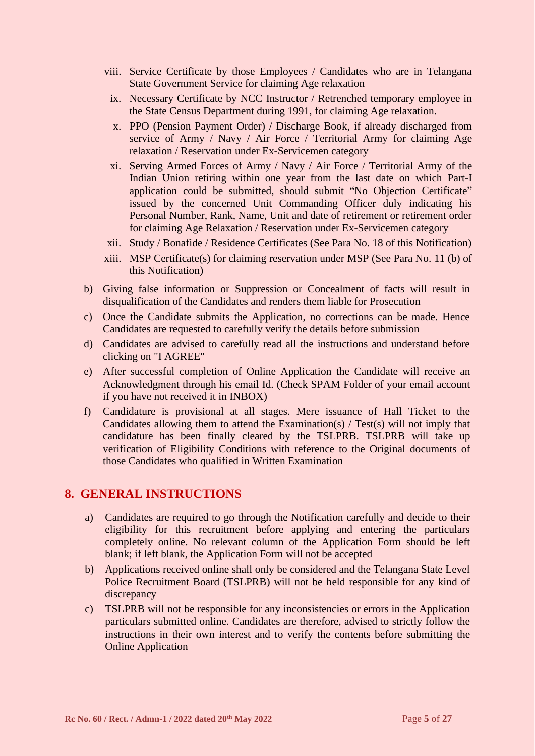viii. Service Certificate by those Employees / Candidates who are in Telangana State Government Service for claiming Age relaxation

ix. Necessary Certificate by NCC Instructor / Retrenched temporary employee in the State Census Department during 1991, for claiming Age relaxation.

x. PPO (Pension Payment Order) / Discharge Book, if already discharged from service of Army / Navy / Air Force / Territorial Army for claiming Age relaxation / Reservation under Ex-Servicemen category

xi. Serving Armed Forces of Army / Navy / Air Force / Territorial Army of the Indian Union retiring within one year from the last date on which Part-I application could be submitted, should submit "No Objection Certificate" issued by the concerned Unit Commanding Officer duly indicating his Personal Number, Rank, Name, Unit and date of retirement or retirement order for claiming Age Relaxation / Reservation under Ex-Servicemen category

xii. Study / Bonafide / Residence Certificates (See Para No. 18 of this Notification)

xiii. MSP Certificate(s) for claiming reservation under MSP (See Para No. 11 (b) of this Notification)

b) Giving false information or Suppression or Concealment of facts will result in disqualification of the Candidates and renders them liable for Prosecution

c) Once the Candidate submits the Application, no corrections can be made. Hence Candidates are requested to carefully verify the details before submission

d) Candidates are advised to carefully read all the instructions and understand before clicking on "I AGREE"

e) After successful completion of Online Application the Candidate will receive an Acknowledgment through his email Id. (Check SPAM Folder of your email account if you have not received it in INBOX)

f) Candidature is provisional at all stages. Mere issuance of Hall Ticket to the Candidates allowing them to attend the Examination(s) / Test(s) will not imply that candidature has been finally cleared by the TSLPRB. TSLPRB will take up verification of Eligibility Conditions with reference to the Original documents of those Candidates who qualified in Written Examination

## 8. GENERAL INSTRUCTIONS

a) Candidates are required to go through the Notification carefully and decide to their eligibility for this recruitment before applying and entering the particulars completely online. No relevant column of the Application Form should be left blank; if left blank, the Application Form will not be accepted

b) Applications received online shall only be considered and the Telangana State Level Police Recruitment Board (TSLPRB) will not be held responsible for any kind of discrepancy

c) TSLPRB will not be responsible for any inconsistencies or errors in the Application particulars submitted online. Candidates are therefore, advised to strictly follow the instructions in their own interest and to verify the contents before submitting the Online Application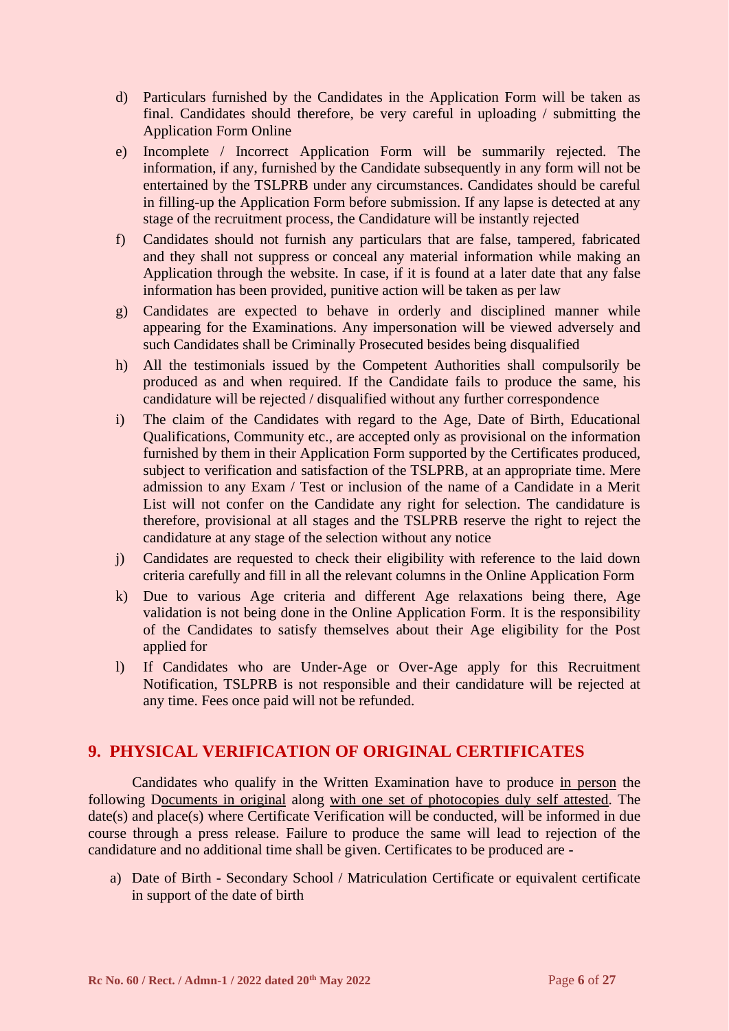d) Particulars furnished by the Candidates in the Application Form will be taken as final. Candidates should therefore, be very careful in uploading / submitting the Application Form Online

e) Incomplete / Incorrect Application Form will be summarily rejected. The information, if any, furnished by the Candidate subsequently in any form will not be entertained by the TSLPRB under any circumstances. Candidates should be careful in filling-up the Application Form before submission. If any lapse is detected at any stage of the recruitment process, the Candidature will be instantly rejected

f) Candidates should not furnish any particulars that are false, tampered, fabricated and they shall not suppress or conceal any material information while making an Application through the website. In case, if it is found at a later date that any false information has been provided, punitive action will be taken as per law

g) Candidates are expected to behave in orderly and disciplined manner while appearing for the Examinations. Any impersonation will be viewed adversely and such Candidates shall be Criminally Prosecuted besides being disqualified

h) All the testimonials issued by the Competent Authorities shall compulsorily be produced as and when required. If the Candidate fails to produce the same, his candidature will be rejected / disqualified without any further correspondence

i) The claim of the Candidates with regard to the Age, Date of Birth, Educational Qualifications, Community etc., are accepted only as provisional on the information furnished by them in their Application Form supported by the Certificates produced, subject to verification and satisfaction of the TSLPRB, at an appropriate time. Mere admission to any Exam / Test or inclusion of the name of a Candidate in a Merit List will not confer on the Candidate any right for selection. The candidature is therefore, provisional at all stages and the TSLPRB reserve the right to reject the candidature at any stage of the selection without any notice

j) Candidates are requested to check their eligibility with reference to the laid down criteria carefully and fill in all the relevant columns in the Online Application Form

k) Due to various Age criteria and different Age relaxations being there, Age validation is not being done in the Online Application Form. It is the responsibility of the Candidates to satisfy themselves about their Age eligibility for the Post applied for

l) If Candidates who are Under-Age or Over-Age apply for this Recruitment Notification, TSLPRB is not responsible and their candidature will be rejected at any time. Fees once paid will not be refunded.

## 9. PHYSICAL VERIFICATION OF ORIGINAL CERTIFICATES

Candidates who qualify in the Written Examination have to produce in person the following Documents in original along with one set of photocopies duly self attested. The date(s) and place(s) where Certificate Verification will be conducted, will be informed in due course through a press release. Failure to produce the same will lead to rejection of the candidature and no additional time shall be given. Certificates to be produced are -

a) Date of Birth - Secondary School / Matriculation Certificate or equivalent certificate in support of the date of birth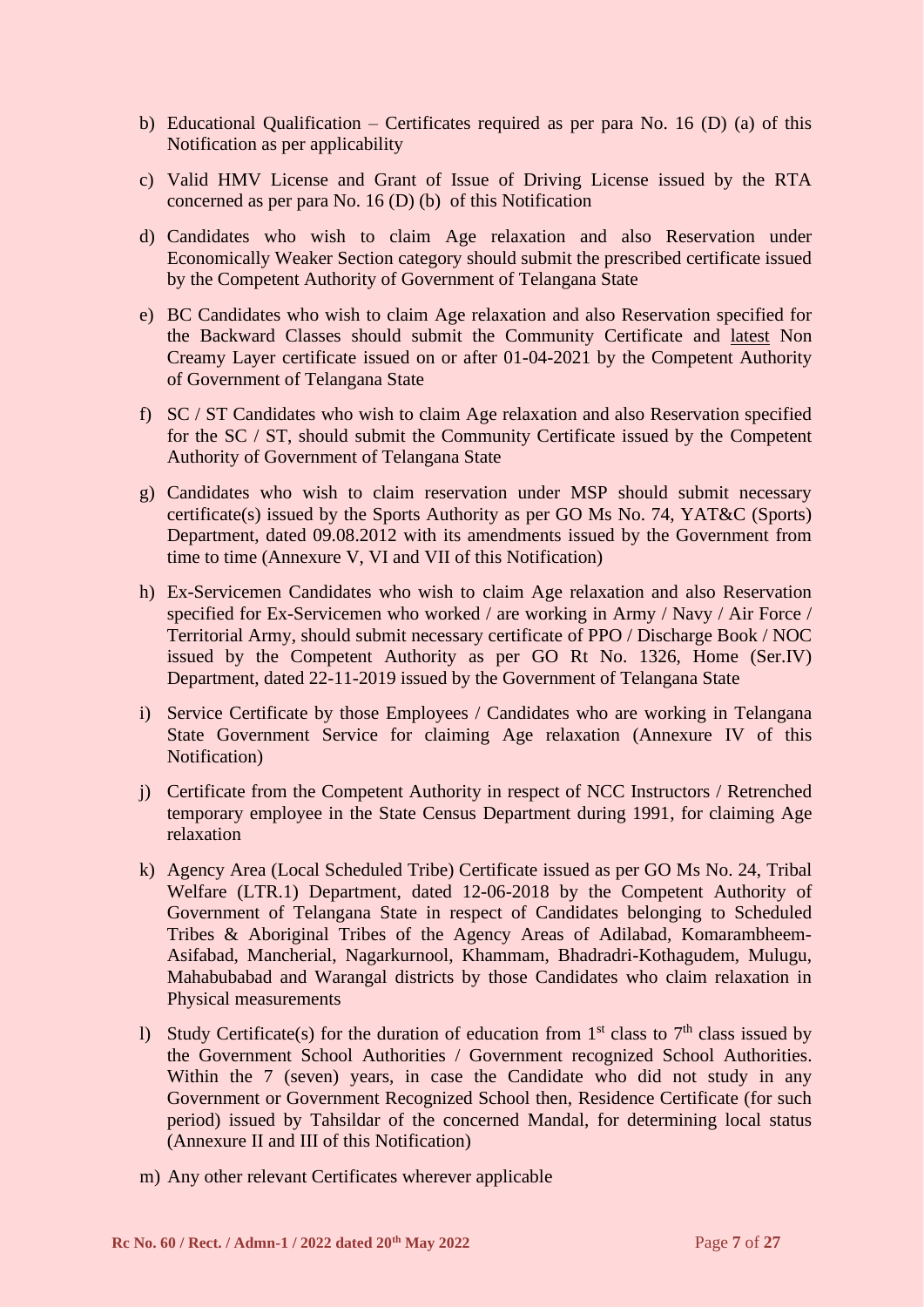b) Educational Qualification – Certificates required as per para No. 16 (D) (a) of this Notification as per applicability

c) Valid HMV License and Grant of Issue of Driving License issued by the RTA concerned as per para No. 16 (D) (b) of this Notification

d) Candidates who wish to claim Age relaxation and also Reservation under Economically Weaker Section category should submit the prescribed certificate issued by the Competent Authority of Government of Telangana State

e) BC Candidates who wish to claim Age relaxation and also Reservation specified for the Backward Classes should submit the Community Certificate and latest Non Creamy Layer certificate issued on or after 01-04-2021 by the Competent Authority of Government of Telangana State

f) SC / ST Candidates who wish to claim Age relaxation and also Reservation specified for the SC / ST, should submit the Community Certificate issued by the Competent Authority of Government of Telangana State

g) Candidates who wish to claim reservation under MSP should submit necessary certificate(s) issued by the Sports Authority as per GO Ms No. 74, YAT&C (Sports) Department, dated 09.08.2012 with its amendments issued by the Government from time to time (Annexure V, VI and VII of this Notification)

h) Ex-Servicemen Candidates who wish to claim Age relaxation and also Reservation specified for Ex-Servicemen who worked / are working in Army / Navy / Air Force / Territorial Army, should submit necessary certificate of PPO / Discharge Book / NOC issued by the Competent Authority as per GO Rt No. 1326, Home (Ser.IV) Department, dated 22-11-2019 issued by the Government of Telangana State

i) Service Certificate by those Employees / Candidates who are working in Telangana State Government Service for claiming Age relaxation (Annexure IV of this Notification)

j) Certificate from the Competent Authority in respect of NCC Instructors / Retrenched temporary employee in the State Census Department during 1991, for claiming Age relaxation

k) Agency Area (Local Scheduled Tribe) Certificate issued as per GO Ms No. 24, Tribal Welfare (LTR.1) Department, dated 12-06-2018 by the Competent Authority of Government of Telangana State in respect of Candidates belonging to Scheduled Tribes & Aboriginal Tribes of the Agency Areas of Adilabad, Komarambheem-Asifabad, Mancherial, Nagarkurnool, Khammam, Bhadradri-Kothagudem, Mulugu, Mahabubabad and Warangal districts by those Candidates who claim relaxation in Physical measurements

l) Study Certificate(s) for the duration of education from 1st class to 7th class issued by the Government School Authorities / Government recognized School Authorities. Within the 7 (seven) years, in case the Candidate who did not study in any Government or Government Recognized School then, Residence Certificate (for such period) issued by Tahsildar of the concerned Mandal, for determining local status (Annexure II and III of this Notification)

m) Any other relevant Certificates wherever applicable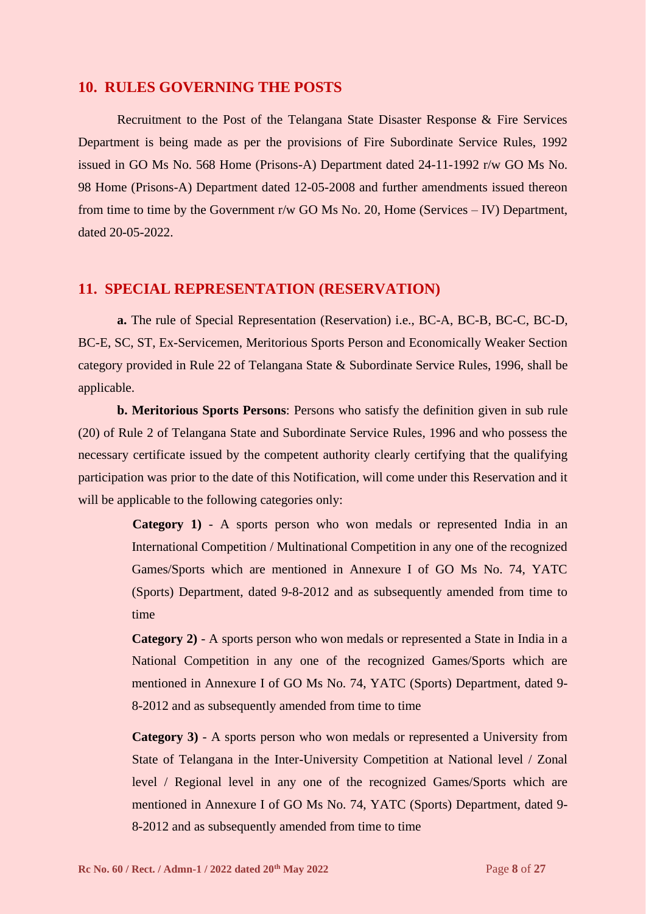## 10. RULES GOVERNING THE POSTS

Recruitment to the Post of the Telangana State Disaster Response & Fire Services Department is being made as per the provisions of Fire Subordinate Service Rules, 1992 issued in GO Ms No. 568 Home (Prisons-A) Department dated 24-11-1992 r/w GO Ms No. 98 Home (Prisons-A) Department dated 12-05-2008 and further amendments issued thereon from time to time by the Government r/w GO Ms No. 20, Home (Services – IV) Department, dated 20-05-2022.

## 11. SPECIAL REPRESENTATION (RESERVATION)

**a.** The rule of Special Representation (Reservation) i.e., BC-A, BC-B, BC-C, BC-D, BC-E, SC, ST, Ex-Servicemen, Meritorious Sports Person and Economically Weaker Section category provided in Rule 22 of Telangana State & Subordinate Service Rules, 1996, shall be applicable.

**b. Meritorious Sports Persons**: Persons who satisfy the definition given in sub rule (20) of Rule 2 of Telangana State and Subordinate Service Rules, 1996 and who possess the necessary certificate issued by the competent authority clearly certifying that the qualifying participation was prior to the date of this Notification, will come under this Reservation and it will be applicable to the following categories only:

> **Category 1)** - A sports person who won medals or represented India in an International Competition / Multinational Competition in any one of the recognized Games/Sports which are mentioned in Annexure I of GO Ms No. 74, YATC (Sports) Department, dated 9-8-2012 and as subsequently amended from time to time
>
> **Category 2)** - A sports person who won medals or represented a State in India in a National Competition in any one of the recognized Games/Sports which are mentioned in Annexure I of GO Ms No. 74, YATC (Sports) Department, dated 9-8-2012 and as subsequently amended from time to time
>
> **Category 3)** - A sports person who won medals or represented a University from State of Telangana in the Inter-University Competition at National level / Zonal level / Regional level in any one of the recognized Games/Sports which are mentioned in Annexure I of GO Ms No. 74, YATC (Sports) Department, dated 9-8-2012 and as subsequently amended from time to time

**Rc No. 60 / Rect. / Admn-1 / 2022 dated 20th May 2022**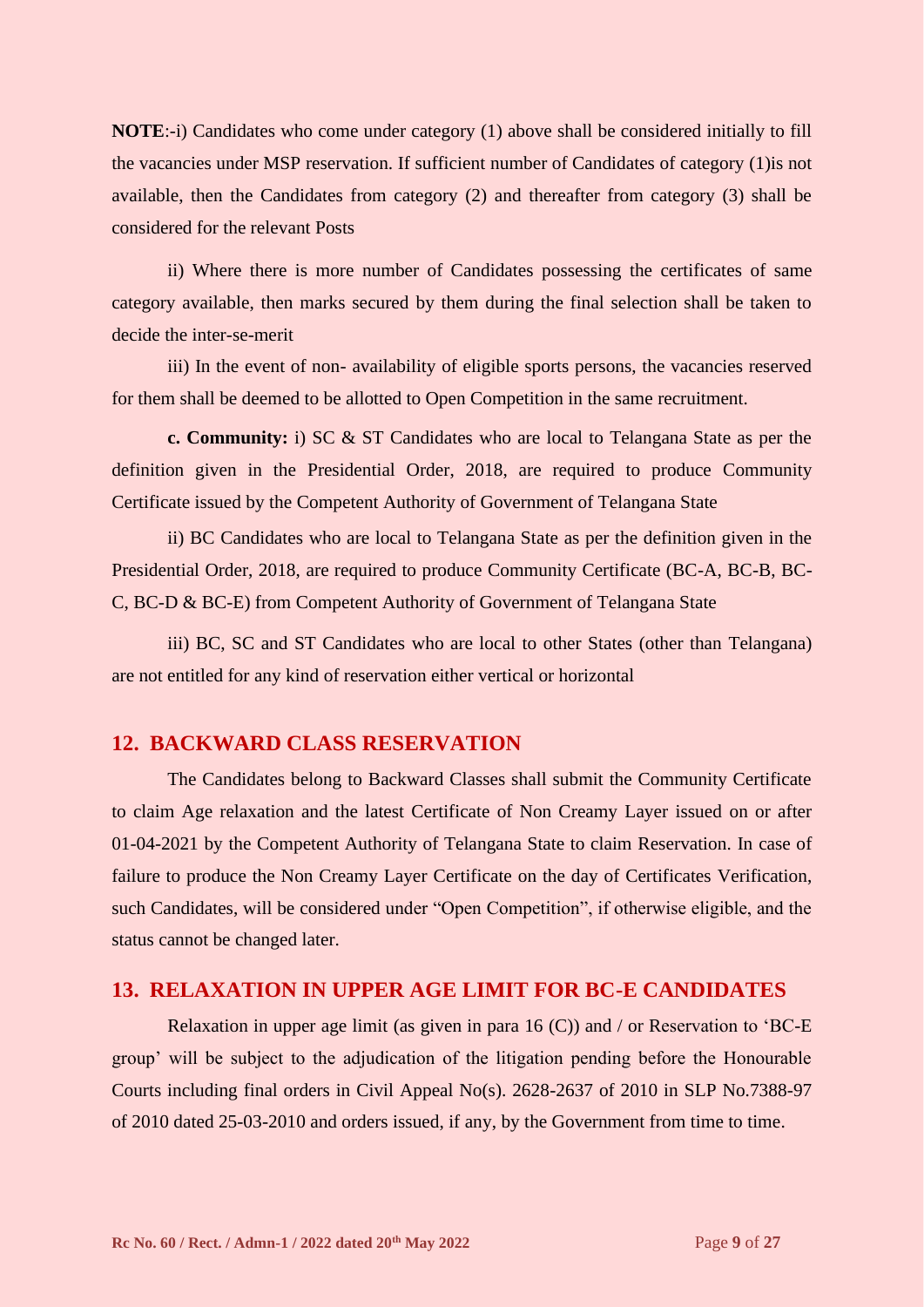**NOTE**:-i) Candidates who come under category (1) above shall be considered initially to fill the vacancies under MSP reservation. If sufficient number of Candidates of category (1)is not available, then the Candidates from category (2) and thereafter from category (3) shall be considered for the relevant Posts

ii) Where there is more number of Candidates possessing the certificates of same category available, then marks secured by them during the final selection shall be taken to decide the inter-se-merit

iii) In the event of non- availability of eligible sports persons, the vacancies reserved for them shall be deemed to be allotted to Open Competition in the same recruitment.

**c. Community:** i) SC & ST Candidates who are local to Telangana State as per the definition given in the Presidential Order, 2018, are required to produce Community Certificate issued by the Competent Authority of Government of Telangana State

ii) BC Candidates who are local to Telangana State as per the definition given in the Presidential Order, 2018, are required to produce Community Certificate (BC-A, BC-B, BC-C, BC-D & BC-E) from Competent Authority of Government of Telangana State

iii) BC, SC and ST Candidates who are local to other States (other than Telangana) are not entitled for any kind of reservation either vertical or horizontal

## 12. BACKWARD CLASS RESERVATION

The Candidates belong to Backward Classes shall submit the Community Certificate to claim Age relaxation and the latest Certificate of Non Creamy Layer issued on or after 01-04-2021 by the Competent Authority of Telangana State to claim Reservation. In case of failure to produce the Non Creamy Layer Certificate on the day of Certificates Verification, such Candidates, will be considered under "Open Competition", if otherwise eligible, and the status cannot be changed later.

## 13. RELAXATION IN UPPER AGE LIMIT FOR BC-E CANDIDATES

Relaxation in upper age limit (as given in para 16 (C)) and / or Reservation to 'BC-E group' will be subject to the adjudication of the litigation pending before the Honourable Courts including final orders in Civil Appeal No(s). 2628-2637 of 2010 in SLP No.7388-97 of 2010 dated 25-03-2010 and orders issued, if any, by the Government from time to time.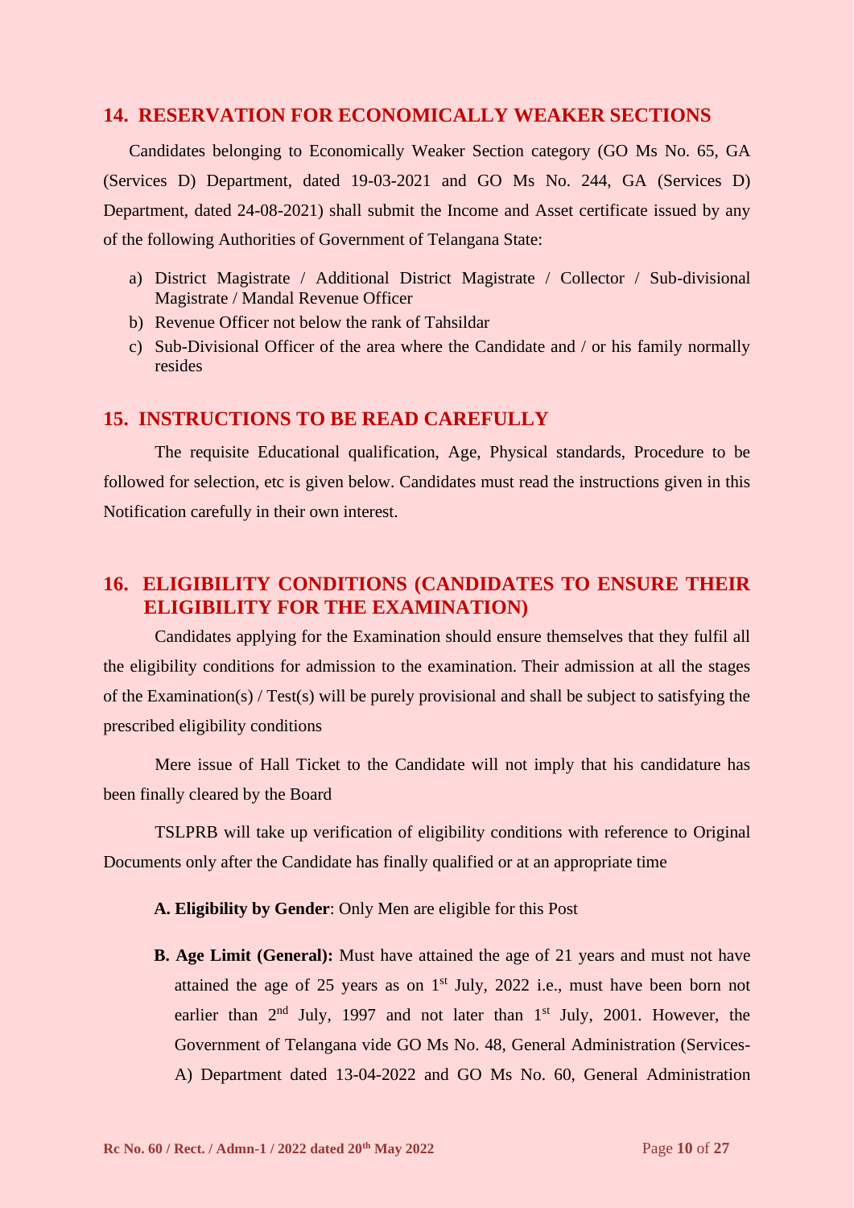## 14. RESERVATION FOR ECONOMICALLY WEAKER SECTIONS

Candidates belonging to Economically Weaker Section category (GO Ms No. 65, GA (Services D) Department, dated 19-03-2021 and GO Ms No. 244, GA (Services D) Department, dated 24-08-2021) shall submit the Income and Asset certificate issued by any of the following Authorities of Government of Telangana State:

a) District Magistrate / Additional District Magistrate / Collector / Sub-divisional Magistrate / Mandal Revenue Officer
b) Revenue Officer not below the rank of Tahsildar
c) Sub-Divisional Officer of the area where the Candidate and / or his family normally resides

## 15. INSTRUCTIONS TO BE READ CAREFULLY

The requisite Educational qualification, Age, Physical standards, Procedure to be followed for selection, etc is given below. Candidates must read the instructions given in this Notification carefully in their own interest.

## 16. ELIGIBILITY CONDITIONS (CANDIDATES TO ENSURE THEIR ELIGIBILITY FOR THE EXAMINATION)

Candidates applying for the Examination should ensure themselves that they fulfil all the eligibility conditions for admission to the examination. Their admission at all the stages of the Examination(s) / Test(s) will be purely provisional and shall be subject to satisfying the prescribed eligibility conditions

Mere issue of Hall Ticket to the Candidate will not imply that his candidature has been finally cleared by the Board

TSLPRB will take up verification of eligibility conditions with reference to Original Documents only after the Candidate has finally qualified or at an appropriate time

**A. Eligibility by Gender**: Only Men are eligible for this Post

**B. Age Limit (General):** Must have attained the age of 21 years and must not have attained the age of 25 years as on 1st July, 2022 i.e., must have been born not earlier than 2nd July, 1997 and not later than 1st July, 2001. However, the Government of Telangana vide GO Ms No. 48, General Administration (Services-A) Department dated 13-04-2022 and GO Ms No. 60, General Administration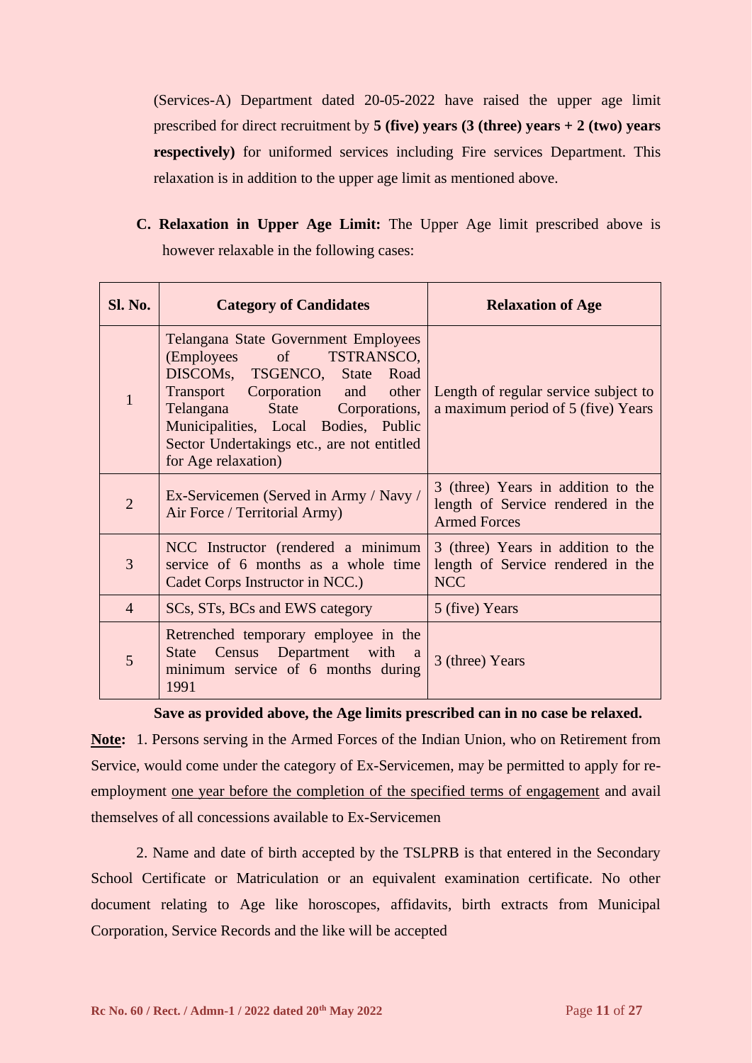(Services-A) Department dated 20-05-2022 have raised the upper age limit prescribed for direct recruitment by **5 (five) years (3 (three) years + 2 (two) years respectively)** for uniformed services including Fire services Department. This relaxation is in addition to the upper age limit as mentioned above.

**C. Relaxation in Upper Age Limit:** The Upper Age limit prescribed above is however relaxable in the following cases:

| Sl. No. | Category of Candidates | Relaxation of Age |
|---|---|---|
| 1 | Telangana State Government Employees (Employees of TSTRANSCO, DISCOMs, TSGENCO, State Road Transport Corporation and other Telangana State Corporations, Municipalities, Local Bodies, Public Sector Undertakings etc., are not entitled for Age relaxation) | Length of regular service subject to a maximum period of 5 (five) Years |
| 2 | Ex-Servicemen (Served in Army / Navy / Air Force / Territorial Army) | 3 (three) Years in addition to the length of Service rendered in the Armed Forces |
| 3 | NCC Instructor (rendered a minimum service of 6 months as a whole time Cadet Corps Instructor in NCC.) | 3 (three) Years in addition to the length of Service rendered in the NCC |
| 4 | SCs, STs, BCs and EWS category | 5 (five) Years |
| 5 | Retrenched temporary employee in the State Census Department with a minimum service of 6 months during 1991 | 3 (three) Years |

**Save as provided above, the Age limits prescribed can in no case be relaxed.**

**Note:** 1. Persons serving in the Armed Forces of the Indian Union, who on Retirement from Service, would come under the category of Ex-Servicemen, may be permitted to apply for re-employment one year before the completion of the specified terms of engagement and avail themselves of all concessions available to Ex-Servicemen

2. Name and date of birth accepted by the TSLPRB is that entered in the Secondary School Certificate or Matriculation or an equivalent examination certificate. No other document relating to Age like horoscopes, affidavits, birth extracts from Municipal Corporation, Service Records and the like will be accepted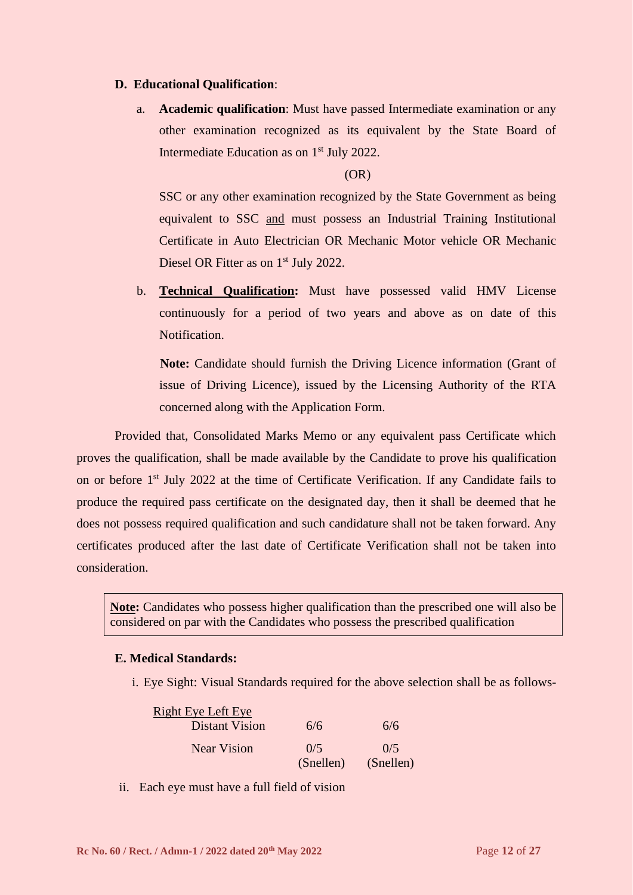**D. Educational Qualification**:

a. **Academic qualification**: Must have passed Intermediate examination or any other examination recognized as its equivalent by the State Board of Intermediate Education as on 1st July 2022.

(OR)

SSC or any other examination recognized by the State Government as being equivalent to SSC and must possess an Industrial Training Institutional Certificate in Auto Electrician OR Mechanic Motor vehicle OR Mechanic Diesel OR Fitter as on 1st July 2022.

b. **Technical Qualification:** Must have possessed valid HMV License continuously for a period of two years and above as on date of this Notification.

**Note:** Candidate should furnish the Driving Licence information (Grant of issue of Driving Licence), issued by the Licensing Authority of the RTA concerned along with the Application Form.

Provided that, Consolidated Marks Memo or any equivalent pass Certificate which proves the qualification, shall be made available by the Candidate to prove his qualification on or before 1st July 2022 at the time of Certificate Verification. If any Candidate fails to produce the required pass certificate on the designated day, then it shall be deemed that he does not possess required qualification and such candidature shall not be taken forward. Any certificates produced after the last date of Certificate Verification shall not be taken into consideration.

**Note:** Candidates who possess higher qualification than the prescribed one will also be considered on par with the Candidates who possess the prescribed qualification

**E. Medical Standards:**

i. Eye Sight: Visual Standards required for the above selection shall be as follows-

| | Right Eye | Left Eye |
|---|---|---|
| Distant Vision | 6/6 | 6/6 |
| Near Vision | 0/5 (Snellen) | 0/5 (Snellen) |

ii. Each eye must have a full field of vision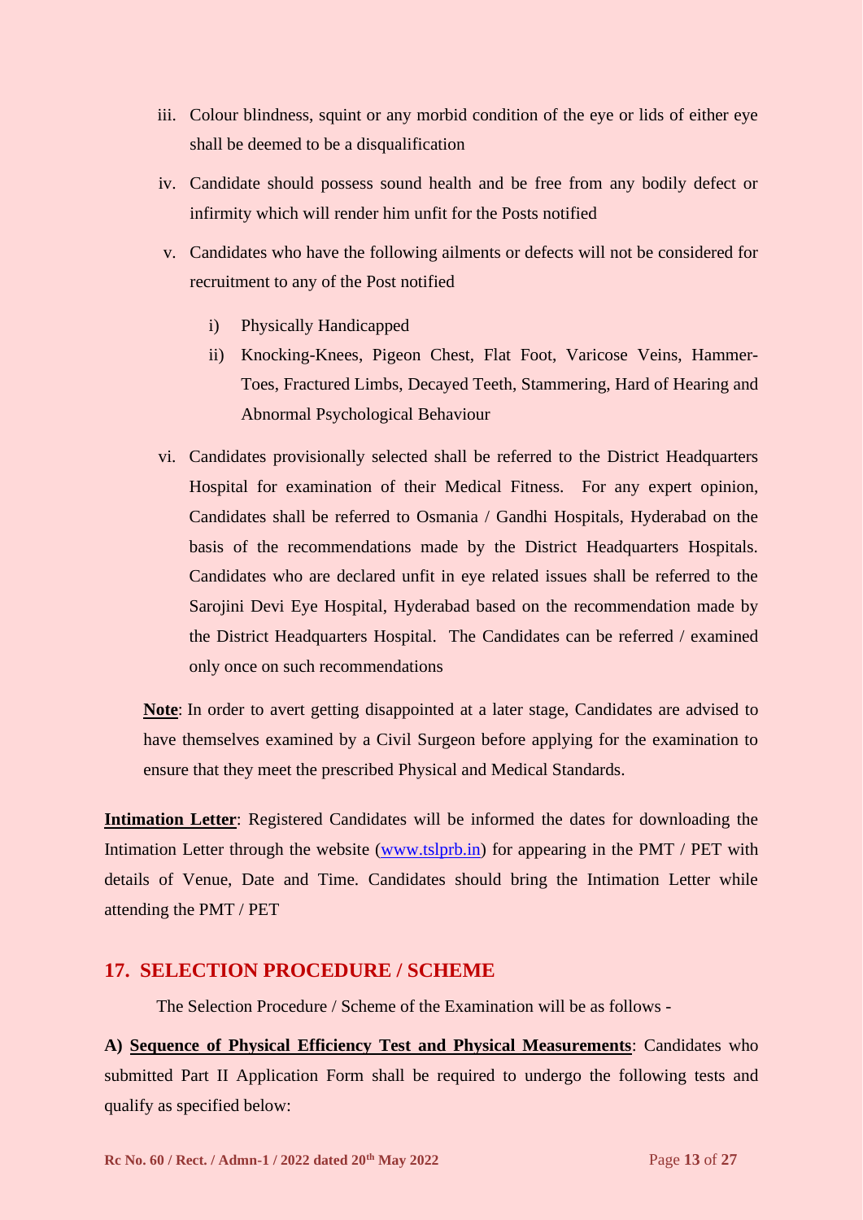iii. Colour blindness, squint or any morbid condition of the eye or lids of either eye shall be deemed to be a disqualification

iv. Candidate should possess sound health and be free from any bodily defect or infirmity which will render him unfit for the Posts notified

v. Candidates who have the following ailments or defects will not be considered for recruitment to any of the Post notified

   i) Physically Handicapped

   ii) Knocking-Knees, Pigeon Chest, Flat Foot, Varicose Veins, Hammer-Toes, Fractured Limbs, Decayed Teeth, Stammering, Hard of Hearing and Abnormal Psychological Behaviour

vi. Candidates provisionally selected shall be referred to the District Headquarters Hospital for examination of their Medical Fitness. For any expert opinion, Candidates shall be referred to Osmania / Gandhi Hospitals, Hyderabad on the basis of the recommendations made by the District Headquarters Hospitals. Candidates who are declared unfit in eye related issues shall be referred to the Sarojini Devi Eye Hospital, Hyderabad based on the recommendation made by the District Headquarters Hospital. The Candidates can be referred / examined only once on such recommendations

**Note**: In order to avert getting disappointed at a later stage, Candidates are advised to have themselves examined by a Civil Surgeon before applying for the examination to ensure that they meet the prescribed Physical and Medical Standards.

**Intimation Letter**: Registered Candidates will be informed the dates for downloading the Intimation Letter through the website (www.tslprb.in) for appearing in the PMT / PET with details of Venue, Date and Time. Candidates should bring the Intimation Letter while attending the PMT / PET

## 17. SELECTION PROCEDURE / SCHEME

The Selection Procedure / Scheme of the Examination will be as follows -

**A) Sequence of Physical Efficiency Test and Physical Measurements**: Candidates who submitted Part II Application Form shall be required to undergo the following tests and qualify as specified below: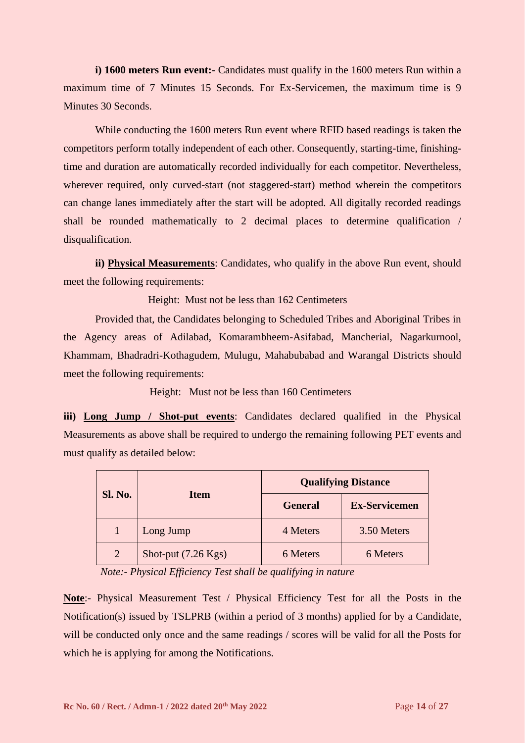**i) 1600 meters Run event:-** Candidates must qualify in the 1600 meters Run within a maximum time of 7 Minutes 15 Seconds. For Ex-Servicemen, the maximum time is 9 Minutes 30 Seconds.

While conducting the 1600 meters Run event where RFID based readings is taken the competitors perform totally independent of each other. Consequently, starting-time, finishing-time and duration are automatically recorded individually for each competitor. Nevertheless, wherever required, only curved-start (not staggered-start) method wherein the competitors can change lanes immediately after the start will be adopted. All digitally recorded readings shall be rounded mathematically to 2 decimal places to determine qualification / disqualification.

**ii) <u>Physical Measurements</u>**: Candidates, who qualify in the above Run event, should meet the following requirements:

Height: Must not be less than 162 Centimeters

Provided that, the Candidates belonging to Scheduled Tribes and Aboriginal Tribes in the Agency areas of Adilabad, Komarambheem-Asifabad, Mancherial, Nagarkurnool, Khammam, Bhadradri-Kothagudem, Mulugu, Mahabubabad and Warangal Districts should meet the following requirements:

Height: Must not be less than 160 Centimeters

**iii) <u>Long Jump / Shot-put events</u>**: Candidates declared qualified in the Physical Measurements as above shall be required to undergo the remaining following PET events and must qualify as detailed below:

| Sl. No. | Item | Qualifying Distance | |
|---|---|---|---|
| | | **General** | **Ex-Servicemen** |
| 1 | Long Jump | 4 Meters | 3.50 Meters |
| 2 | Shot-put (7.26 Kgs) | 6 Meters | 6 Meters |

*Note:- Physical Efficiency Test shall be qualifying in nature*

**<u>Note</u>**:- Physical Measurement Test / Physical Efficiency Test for all the Posts in the Notification(s) issued by TSLPRB (within a period of 3 months) applied for by a Candidate, will be conducted only once and the same readings / scores will be valid for all the Posts for which he is applying for among the Notifications.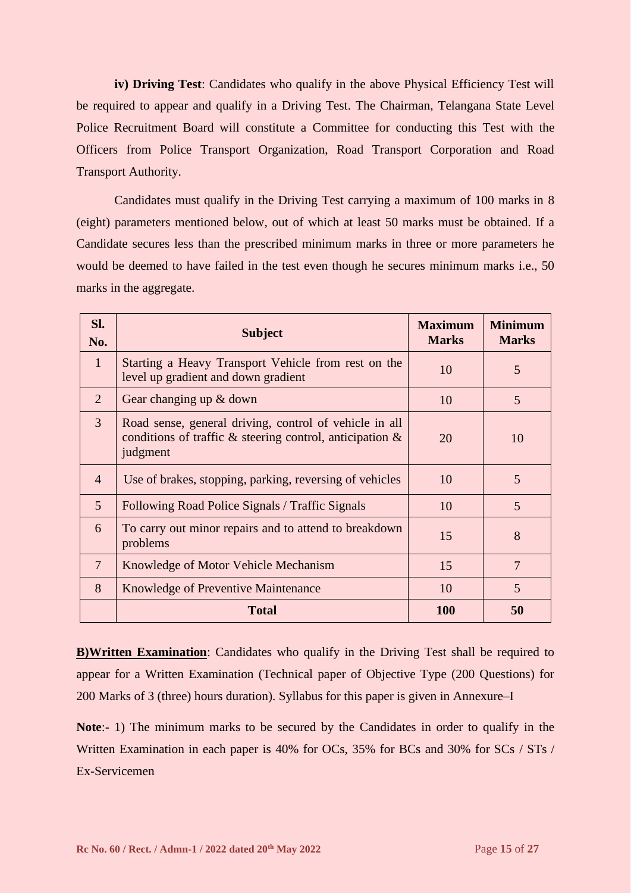**iv) Driving Test**: Candidates who qualify in the above Physical Efficiency Test will be required to appear and qualify in a Driving Test. The Chairman, Telangana State Level Police Recruitment Board will constitute a Committee for conducting this Test with the Officers from Police Transport Organization, Road Transport Corporation and Road Transport Authority.

Candidates must qualify in the Driving Test carrying a maximum of 100 marks in 8 (eight) parameters mentioned below, out of which at least 50 marks must be obtained. If a Candidate secures less than the prescribed minimum marks in three or more parameters he would be deemed to have failed in the test even though he secures minimum marks i.e., 50 marks in the aggregate.

| Sl. No. | Subject | Maximum Marks | Minimum Marks |
|---|---|---|---|
| 1 | Starting a Heavy Transport Vehicle from rest on the level up gradient and down gradient | 10 | 5 |
| 2 | Gear changing up & down | 10 | 5 |
| 3 | Road sense, general driving, control of vehicle in all conditions of traffic & steering control, anticipation & judgment | 20 | 10 |
| 4 | Use of brakes, stopping, parking, reversing of vehicles | 10 | 5 |
| 5 | Following Road Police Signals / Traffic Signals | 10 | 5 |
| 6 | To carry out minor repairs and to attend to breakdown problems | 15 | 8 |
| 7 | Knowledge of Motor Vehicle Mechanism | 15 | 7 |
| 8 | Knowledge of Preventive Maintenance | 10 | 5 |
| | **Total** | **100** | **50** |

**B)Written Examination**: Candidates who qualify in the Driving Test shall be required to appear for a Written Examination (Technical paper of Objective Type (200 Questions) for 200 Marks of 3 (three) hours duration). Syllabus for this paper is given in Annexure–I

**Note**:- 1) The minimum marks to be secured by the Candidates in order to qualify in the Written Examination in each paper is 40% for OCs, 35% for BCs and 30% for SCs / STs / Ex-Servicemen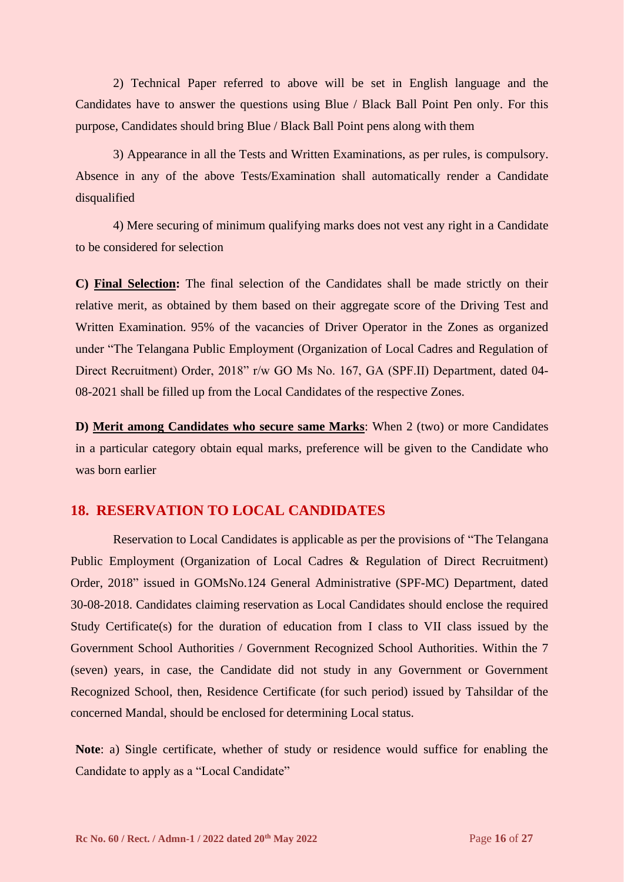2) Technical Paper referred to above will be set in English language and the Candidates have to answer the questions using Blue / Black Ball Point Pen only. For this purpose, Candidates should bring Blue / Black Ball Point pens along with them

3) Appearance in all the Tests and Written Examinations, as per rules, is compulsory. Absence in any of the above Tests/Examination shall automatically render a Candidate disqualified

4) Mere securing of minimum qualifying marks does not vest any right in a Candidate to be considered for selection

**C) Final Selection:** The final selection of the Candidates shall be made strictly on their relative merit, as obtained by them based on their aggregate score of the Driving Test and Written Examination. 95% of the vacancies of Driver Operator in the Zones as organized under "The Telangana Public Employment (Organization of Local Cadres and Regulation of Direct Recruitment) Order, 2018" r/w GO Ms No. 167, GA (SPF.II) Department, dated 04-08-2021 shall be filled up from the Local Candidates of the respective Zones.

**D) Merit among Candidates who secure same Marks**: When 2 (two) or more Candidates in a particular category obtain equal marks, preference will be given to the Candidate who was born earlier

## 18. RESERVATION TO LOCAL CANDIDATES

Reservation to Local Candidates is applicable as per the provisions of "The Telangana Public Employment (Organization of Local Cadres & Regulation of Direct Recruitment) Order, 2018" issued in GOMsNo.124 General Administrative (SPF-MC) Department, dated 30-08-2018. Candidates claiming reservation as Local Candidates should enclose the required Study Certificate(s) for the duration of education from I class to VII class issued by the Government School Authorities / Government Recognized School Authorities. Within the 7 (seven) years, in case, the Candidate did not study in any Government or Government Recognized School, then, Residence Certificate (for such period) issued by Tahsildar of the concerned Mandal, should be enclosed for determining Local status.

**Note**: a) Single certificate, whether of study or residence would suffice for enabling the Candidate to apply as a "Local Candidate"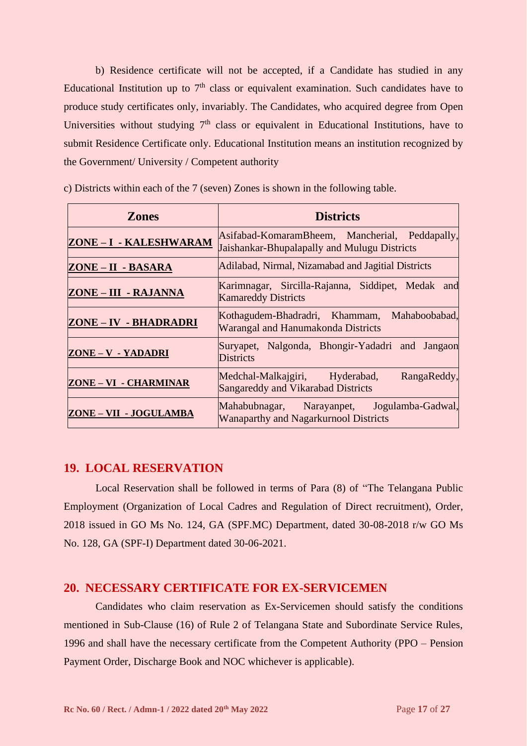b) Residence certificate will not be accepted, if a Candidate has studied in any Educational Institution up to 7th class or equivalent examination. Such candidates have to produce study certificates only, invariably. The Candidates, who acquired degree from Open Universities without studying 7th class or equivalent in Educational Institutions, have to submit Residence Certificate only. Educational Institution means an institution recognized by the Government/ University / Competent authority

c) Districts within each of the 7 (seven) Zones is shown in the following table.

| Zones | Districts |
|---|---|
| **ZONE – I - KALESHWARAM** | Asifabad-KomaramBheem, Mancherial, Peddapally, Jaishankar-Bhupalapally and Mulugu Districts |
| **ZONE – II - BASARA** | Adilabad, Nirmal, Nizamabad and Jagitial Districts |
| **ZONE – III - RAJANNA** | Karimnagar, Sircilla-Rajanna, Siddipet, Medak and Kamareddy Districts |
| **ZONE – IV - BHADRADRI** | Kothagudem-Bhadradri, Khammam, Mahaboobabad, Warangal and Hanumakonda Districts |
| **ZONE – V - YADADRI** | Suryapet, Nalgonda, Bhongir-Yadadri and Jangaon Districts |
| **ZONE – VI - CHARMINAR** | Medchal-Malkajgiri, Hyderabad, RangaReddy, Sangareddy and Vikarabad Districts |
| **ZONE – VII - JOGULAMBA** | Mahabubnagar, Narayanpet, Jogulamba-Gadwal, Wanaparthy and Nagarkurnool Districts |

## 19. LOCAL RESERVATION

Local Reservation shall be followed in terms of Para (8) of "The Telangana Public Employment (Organization of Local Cadres and Regulation of Direct recruitment), Order, 2018 issued in GO Ms No. 124, GA (SPF.MC) Department, dated 30-08-2018 r/w GO Ms No. 128, GA (SPF-I) Department dated 30-06-2021.

## 20. NECESSARY CERTIFICATE FOR EX-SERVICEMEN

Candidates who claim reservation as Ex-Servicemen should satisfy the conditions mentioned in Sub-Clause (16) of Rule 2 of Telangana State and Subordinate Service Rules, 1996 and shall have the necessary certificate from the Competent Authority (PPO – Pension Payment Order, Discharge Book and NOC whichever is applicable).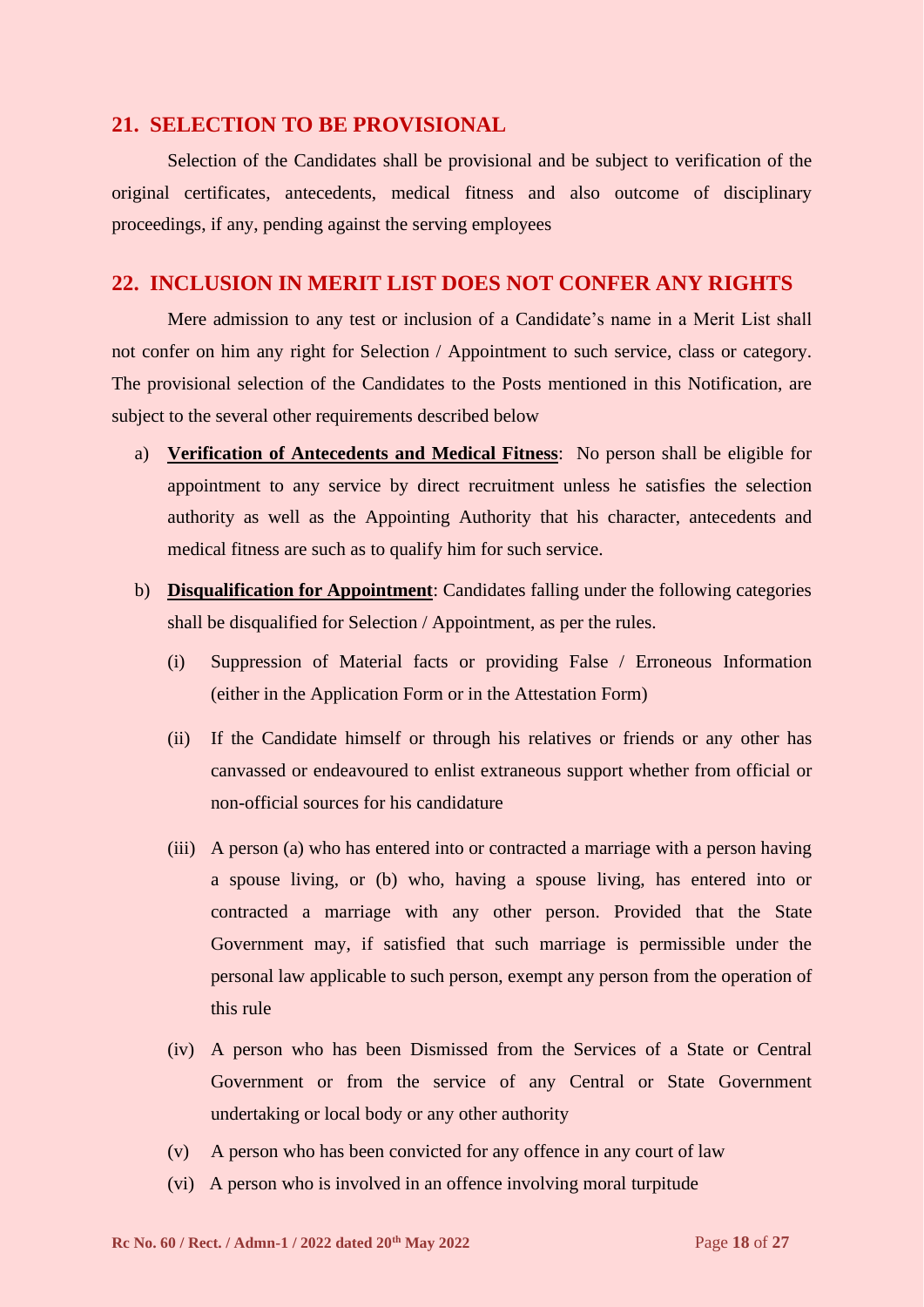## 21. SELECTION TO BE PROVISIONAL

Selection of the Candidates shall be provisional and be subject to verification of the original certificates, antecedents, medical fitness and also outcome of disciplinary proceedings, if any, pending against the serving employees

## 22. INCLUSION IN MERIT LIST DOES NOT CONFER ANY RIGHTS

Mere admission to any test or inclusion of a Candidate's name in a Merit List shall not confer on him any right for Selection / Appointment to such service, class or category. The provisional selection of the Candidates to the Posts mentioned in this Notification, are subject to the several other requirements described below

a) **Verification of Antecedents and Medical Fitness**: No person shall be eligible for appointment to any service by direct recruitment unless he satisfies the selection authority as well as the Appointing Authority that his character, antecedents and medical fitness are such as to qualify him for such service.

b) **Disqualification for Appointment**: Candidates falling under the following categories shall be disqualified for Selection / Appointment, as per the rules.

   (i) Suppression of Material facts or providing False / Erroneous Information (either in the Application Form or in the Attestation Form)

   (ii) If the Candidate himself or through his relatives or friends or any other has canvassed or endeavoured to enlist extraneous support whether from official or non-official sources for his candidature

   (iii) A person (a) who has entered into or contracted a marriage with a person having a spouse living, or (b) who, having a spouse living, has entered into or contracted a marriage with any other person. Provided that the State Government may, if satisfied that such marriage is permissible under the personal law applicable to such person, exempt any person from the operation of this rule

   (iv) A person who has been Dismissed from the Services of a State or Central Government or from the service of any Central or State Government undertaking or local body or any other authority

   (v) A person who has been convicted for any offence in any court of law

   (vi) A person who is involved in an offence involving moral turpitude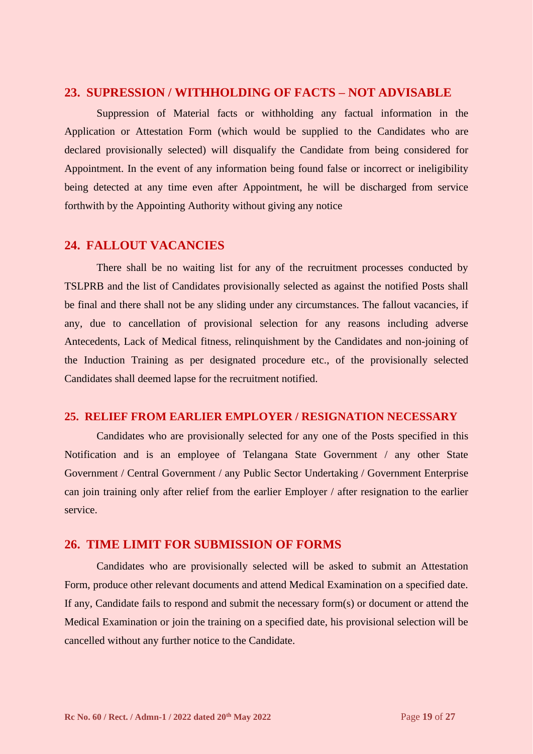## 23. SUPRESSION / WITHHOLDING OF FACTS – NOT ADVISABLE

Suppression of Material facts or withholding any factual information in the Application or Attestation Form (which would be supplied to the Candidates who are declared provisionally selected) will disqualify the Candidate from being considered for Appointment. In the event of any information being found false or incorrect or ineligibility being detected at any time even after Appointment, he will be discharged from service forthwith by the Appointing Authority without giving any notice

## 24. FALLOUT VACANCIES

There shall be no waiting list for any of the recruitment processes conducted by TSLPRB and the list of Candidates provisionally selected as against the notified Posts shall be final and there shall not be any sliding under any circumstances. The fallout vacancies, if any, due to cancellation of provisional selection for any reasons including adverse Antecedents, Lack of Medical fitness, relinquishment by the Candidates and non-joining of the Induction Training as per designated procedure etc., of the provisionally selected Candidates shall deemed lapse for the recruitment notified.

## 25. RELIEF FROM EARLIER EMPLOYER / RESIGNATION NECESSARY

Candidates who are provisionally selected for any one of the Posts specified in this Notification and is an employee of Telangana State Government / any other State Government / Central Government / any Public Sector Undertaking / Government Enterprise can join training only after relief from the earlier Employer / after resignation to the earlier service.

## 26. TIME LIMIT FOR SUBMISSION OF FORMS

Candidates who are provisionally selected will be asked to submit an Attestation Form, produce other relevant documents and attend Medical Examination on a specified date. If any, Candidate fails to respond and submit the necessary form(s) or document or attend the Medical Examination or join the training on a specified date, his provisional selection will be cancelled without any further notice to the Candidate.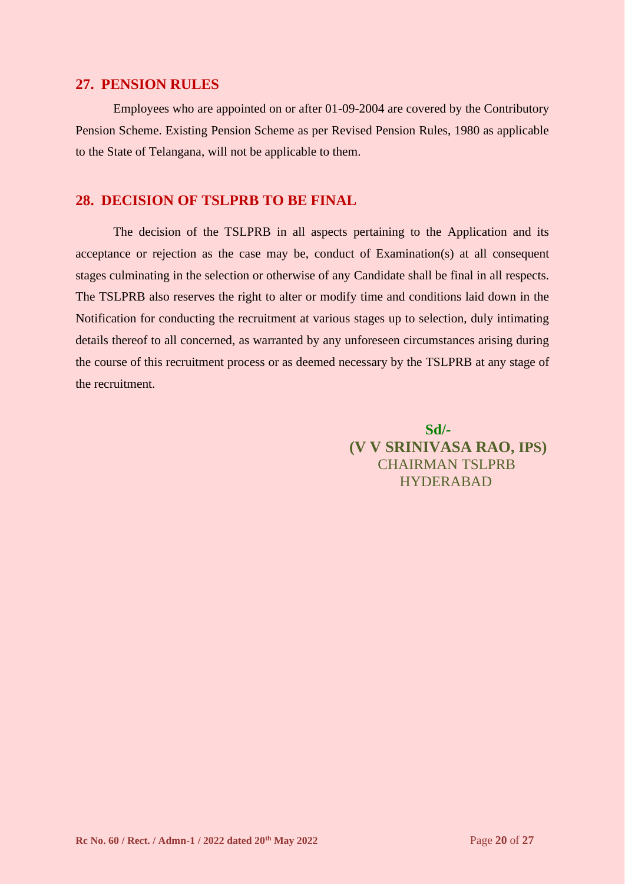## 27. PENSION RULES

Employees who are appointed on or after 01-09-2004 are covered by the Contributory Pension Scheme. Existing Pension Scheme as per Revised Pension Rules, 1980 as applicable to the State of Telangana, will not be applicable to them.

## 28. DECISION OF TSLPRB TO BE FINAL

The decision of the TSLPRB in all aspects pertaining to the Application and its acceptance or rejection as the case may be, conduct of Examination(s) at all consequent stages culminating in the selection or otherwise of any Candidate shall be final in all respects. The TSLPRB also reserves the right to alter or modify time and conditions laid down in the Notification for conducting the recruitment at various stages up to selection, duly intimating details thereof to all concerned, as warranted by any unforeseen circumstances arising during the course of this recruitment process or as deemed necessary by the TSLPRB at any stage of the recruitment.

**Sd/-**
**(V V SRINIVASA RAO, IPS)**
CHAIRMAN TSLPRB
HYDERABAD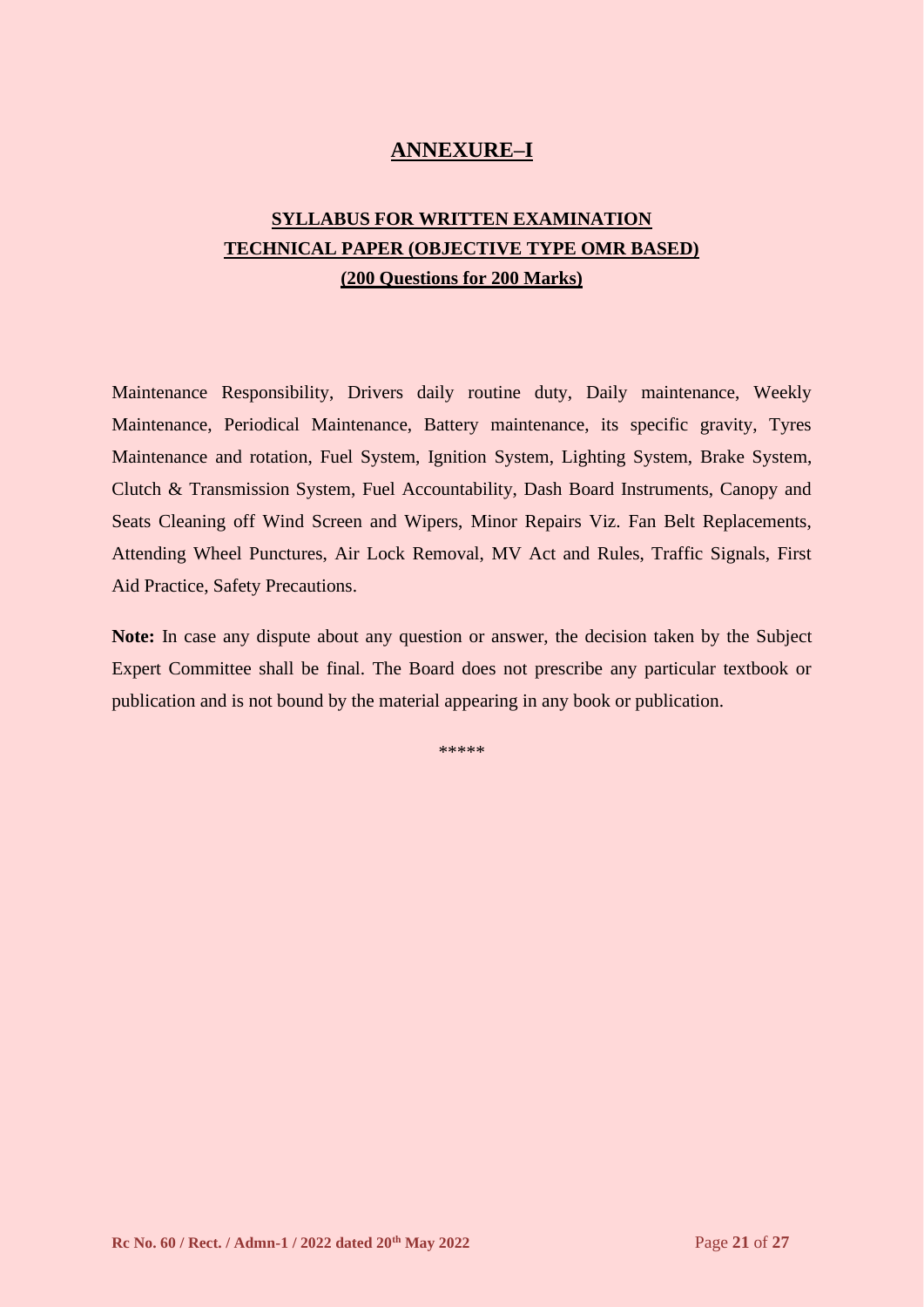# ANNEXURE–I

## SYLLABUS FOR WRITTEN EXAMINATION
## TECHNICAL PAPER (OBJECTIVE TYPE OMR BASED)
## (200 Questions for 200 Marks)

Maintenance Responsibility, Drivers daily routine duty, Daily maintenance, Weekly Maintenance, Periodical Maintenance, Battery maintenance, its specific gravity, Tyres Maintenance and rotation, Fuel System, Ignition System, Lighting System, Brake System, Clutch & Transmission System, Fuel Accountability, Dash Board Instruments, Canopy and Seats Cleaning off Wind Screen and Wipers, Minor Repairs Viz. Fan Belt Replacements, Attending Wheel Punctures, Air Lock Removal, MV Act and Rules, Traffic Signals, First Aid Practice, Safety Precautions.

**Note:** In case any dispute about any question or answer, the decision taken by the Subject Expert Committee shall be final. The Board does not prescribe any particular textbook or publication and is not bound by the material appearing in any book or publication.

*****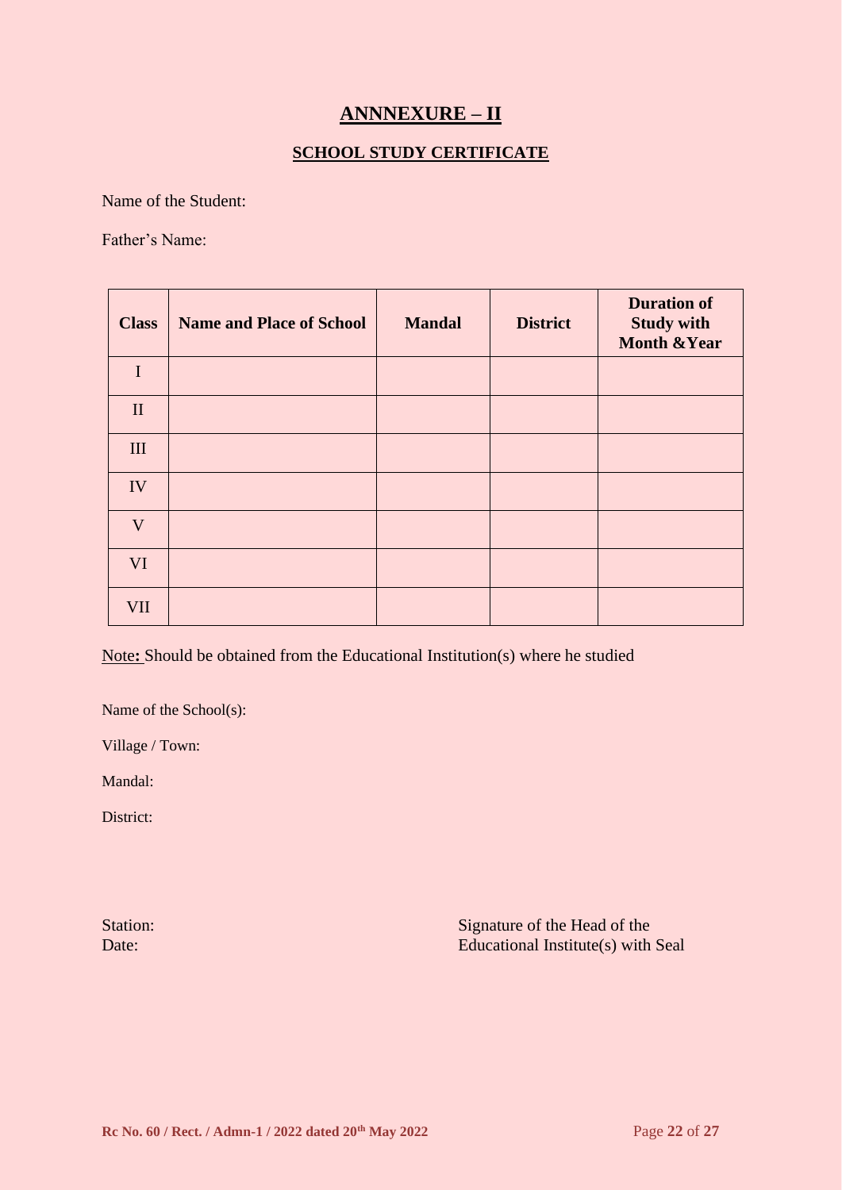# ANNNEXURE – II

## SCHOOL STUDY CERTIFICATE

Name of the Student:

Father's Name:

| Class | Name and Place of School | Mandal | District | Duration of Study with Month &Year |
|---|---|---|---|---|
| I | | | | |
| II | | | | |
| III | | | | |
| IV | | | | |
| V | | | | |
| VI | | | | |
| VII | | | | |

Note**:** Should be obtained from the Educational Institution(s) where he studied

Name of the School(s):

Village / Town:

Mandal:

District:

Station:
Date:

Signature of the Head of the
Educational Institute(s) with Seal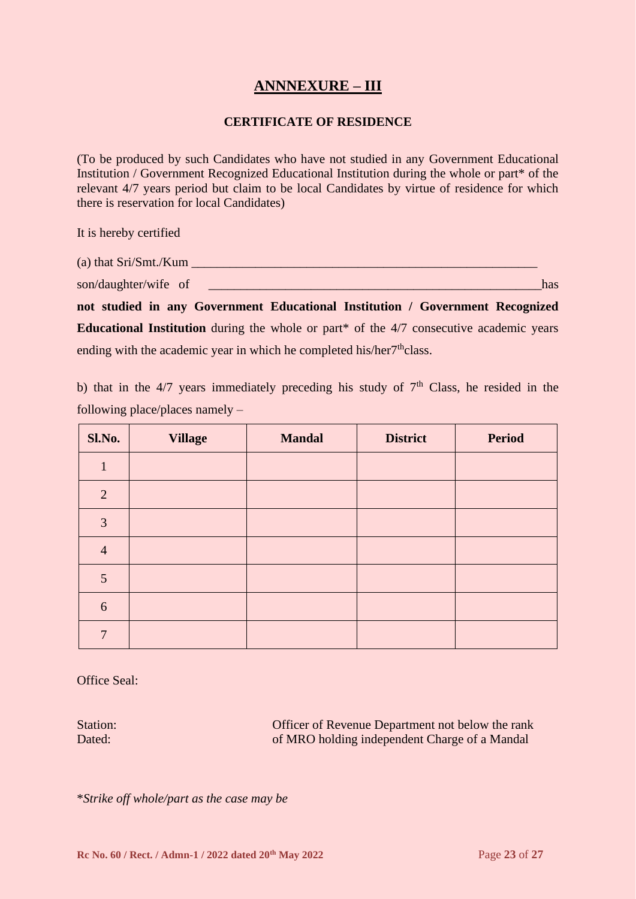# ANNNEXURE – III

### CERTIFICATE OF RESIDENCE

(To be produced by such Candidates who have not studied in any Government Educational Institution / Government Recognized Educational Institution during the whole or part* of the relevant 4/7 years period but claim to be local Candidates by virtue of residence for which there is reservation for local Candidates)

It is hereby certified

(a) that Sri/Smt./Kum ________________________________________________________

son/daughter/wife of ______________________________________________________has **not studied in any Government Educational Institution / Government Recognized Educational Institution** during the whole or part* of the 4/7 consecutive academic years ending with the academic year in which he completed his/her7th class.

b) that in the 4/7 years immediately preceding his study of 7th Class, he resided in the following place/places namely –

| Sl.No. | Village | Mandal | District | Period |
|---|---|---|---|---|
| 1 | | | | |
| 2 | | | | |
| 3 | | | | |
| 4 | | | | |
| 5 | | | | |
| 6 | | | | |
| 7 | | | | |

Office Seal:

Station:
Dated:

Officer of Revenue Department not below the rank of MRO holding independent Charge of a Mandal

**Strike off whole/part as the case may be*

Rc No. 60 / Rect. / Admn-1 / 2022 dated 20th May 2022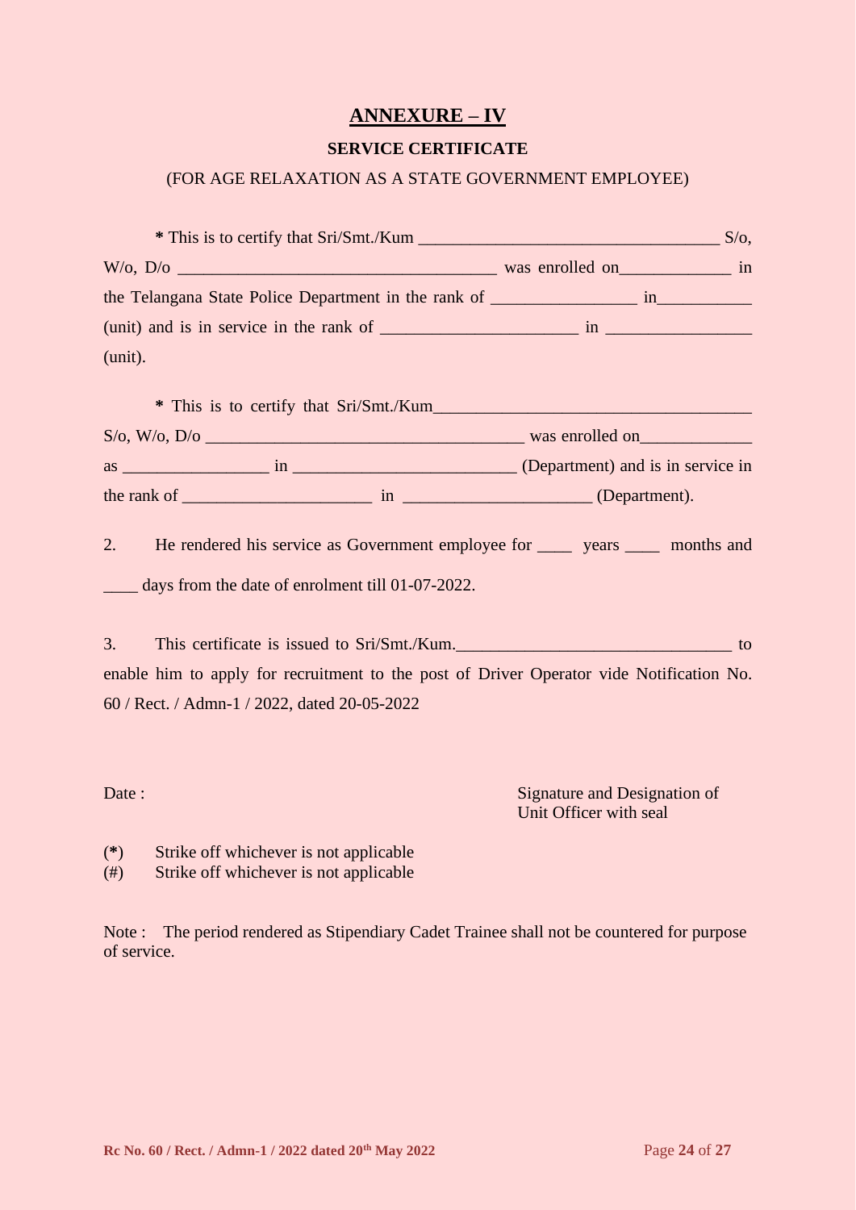## ANNEXURE – IV

**SERVICE CERTIFICATE**

(FOR AGE RELAXATION AS A STATE GOVERNMENT EMPLOYEE)

**\*** This is to certify that Sri/Smt./Kum __________________________________ S/o, W/o, D/o ____________________________________ was enrolled on____________ in the Telangana State Police Department in the rank of ________________ in__________ (unit) and is in service in the rank of ______________________ in ________________ (unit).

**\*** This is to certify that Sri/Smt./Kum____________________________________ S/o, W/o, D/o ____________________________________ was enrolled on____________ as ________________ in ________________________ (Department) and is in service in the rank of _____________________ in _____________________ (Department).

2. He rendered his service as Government employee for ____ years ____ months and ____ days from the date of enrolment till 01-07-2022.

3. This certificate is issued to Sri/Smt./Kum._______________________________ to enable him to apply for recruitment to the post of Driver Operator vide Notification No. 60 / Rect. / Admn-1 / 2022, dated 20-05-2022

Date :

Signature and Designation of
Unit Officer with seal

(**\***) Strike off whichever is not applicable
(#) Strike off whichever is not applicable

Note : The period rendered as Stipendiary Cadet Trainee shall not be countered for purpose of service.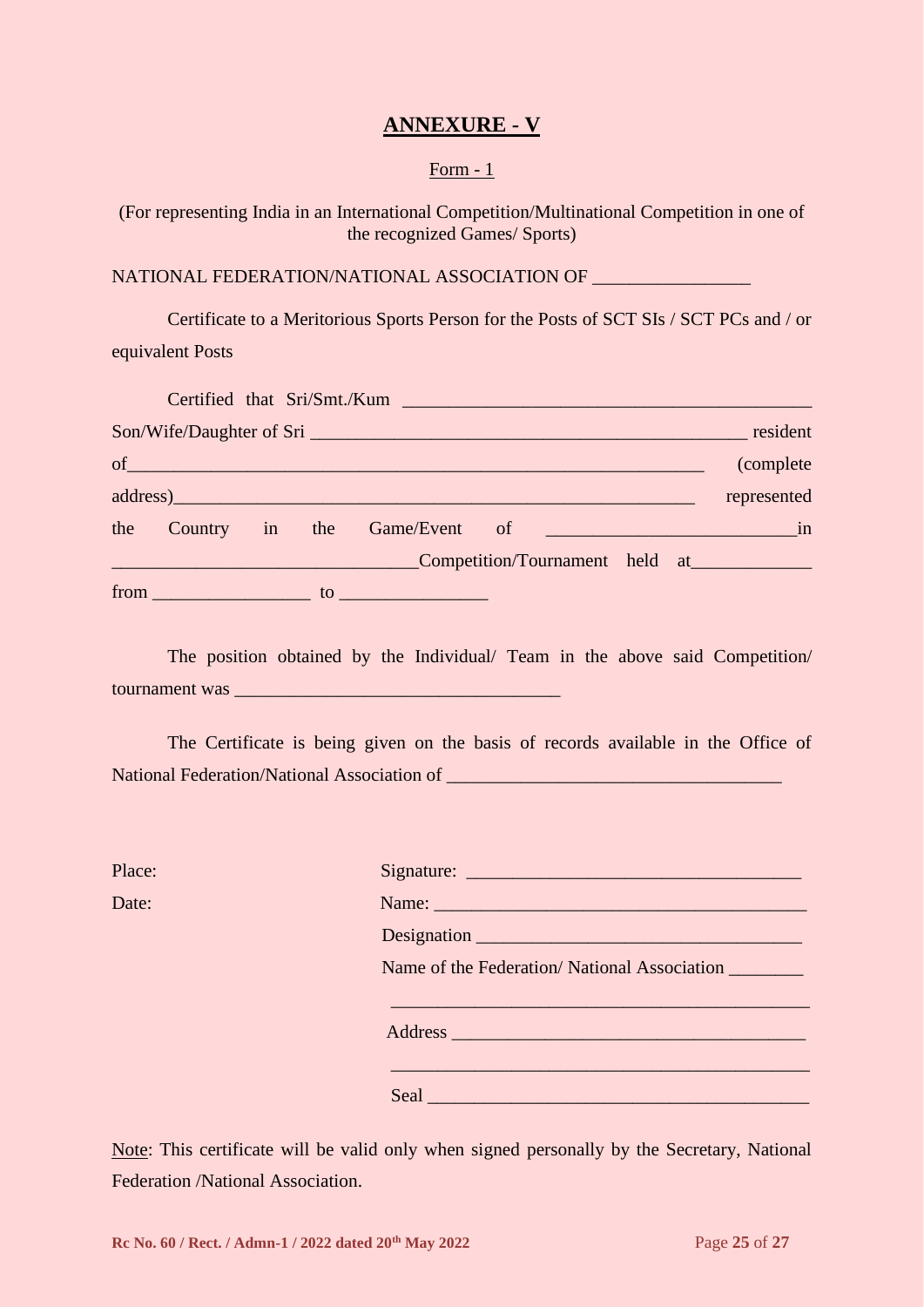# ANNEXURE - V

Form - 1

(For representing India in an International Competition/Multinational Competition in one of the recognized Games/ Sports)

NATIONAL FEDERATION/NATIONAL ASSOCIATION OF ________________

Certificate to a Meritorious Sports Person for the Posts of SCT SIs / SCT PCs and / or equivalent Posts

Certified that Sri/Smt./Kum ____________________________________________ Son/Wife/Daughter of Sri ________________________________________________ resident of_______________________________________________________________ (complete address)_________________________________________________________ represented the Country in the Game/Event of __________________________in _________________________________Competition/Tournament held at_____________ from _________________ to ________________

The position obtained by the Individual/ Team in the above said Competition/ tournament was __________________________________

The Certificate is being given on the basis of records available in the Office of National Federation/National Association of ___________________________________

Place:

Date:

Signature: __________________________________

Name: _______________________________________

Designation __________________________________

Name of the Federation/ National Association ________

_____________________________________________

Address _____________________________________

_____________________________________________

Seal ________________________________________

Note: This certificate will be valid only when signed personally by the Secretary, National Federation /National Association.

Rc No. 60 / Rect. / Admn-1 / 2022 dated 20th May 2022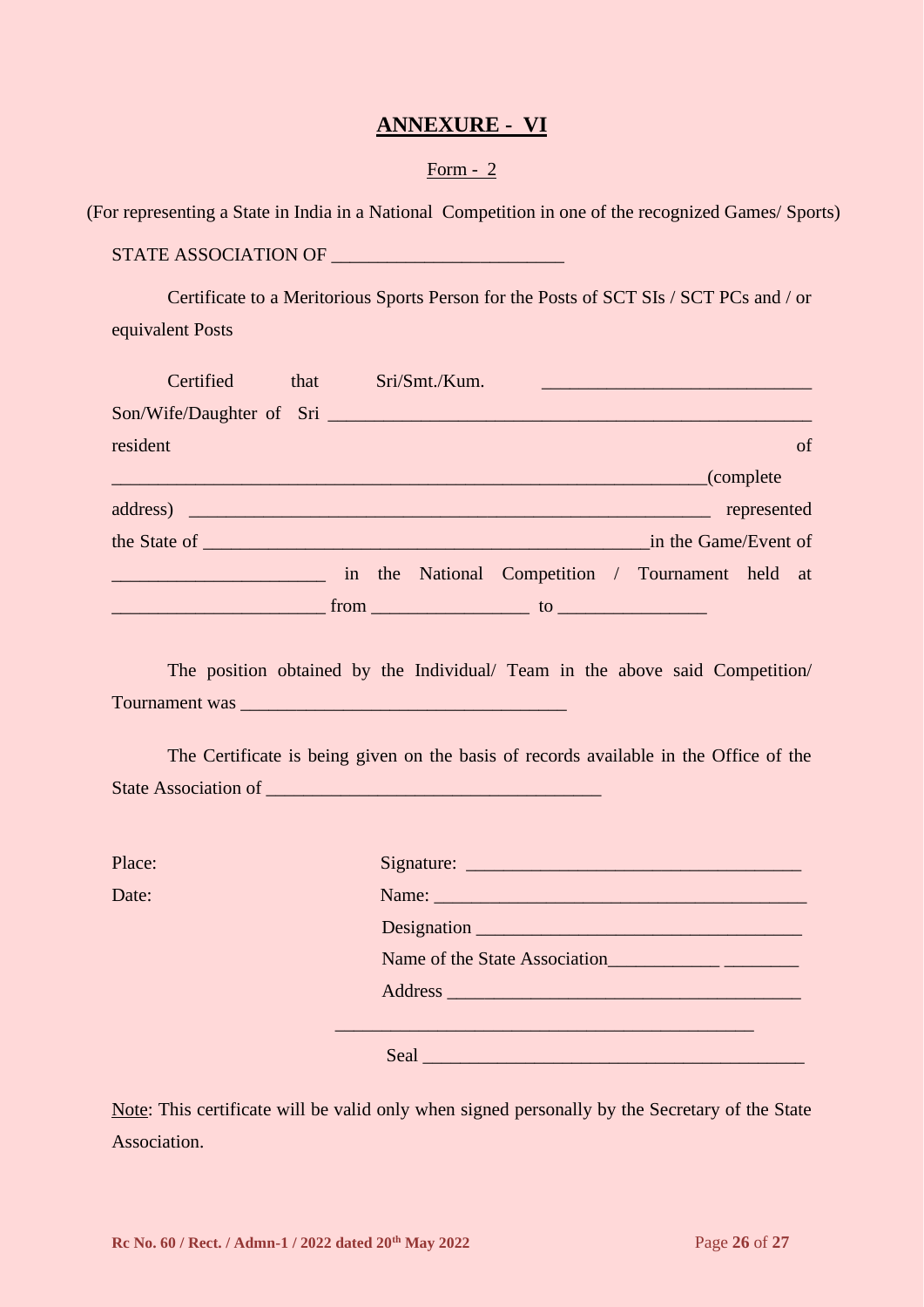# ANNEXURE - VI

Form - 2

(For representing a State in India in a National Competition in one of the recognized Games/ Sports)

STATE ASSOCIATION OF ________________________

Certificate to a Meritorious Sports Person for the Posts of SCT SIs / SCT PCs and / or equivalent Posts

Certified that Sri/Smt./Kum. ____________________________ Son/Wife/Daughter of Sri ______________________________________________________ resident of ______________________________________________________________(complete address) _______________________________________________________ represented the State of ______________________________________________in the Game/Event of ______________________ in the National Competition / Tournament held at ______________________ from ________________ to ________________

The position obtained by the Individual/ Team in the above said Competition/ Tournament was __________________________________

The Certificate is being given on the basis of records available in the Office of the State Association of ___________________________________

Place:

Date:

Signature: ___________________________________

Name: ________________________________________

Designation __________________________________

Name of the State Association____________ ________

Address ______________________________________

____________________________________________

Seal ________________________________________

Note: This certificate will be valid only when signed personally by the Secretary of the State Association.

**Rc No. 60 / Rect. / Admn-1 / 2022 dated 20th May 2022**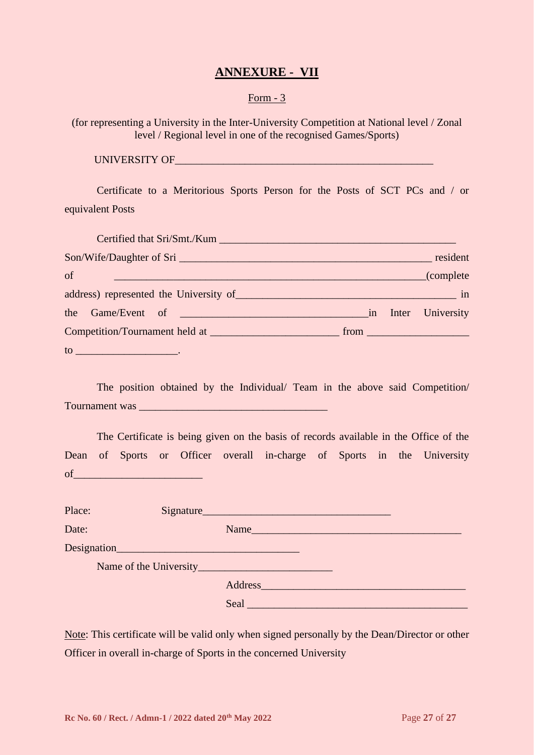## ANNEXURE - VII

Form - 3

(for representing a University in the Inter-University Competition at National level / Zonal level / Regional level in one of the recognised Games/Sports)

UNIVERSITY OF_______________________________________________

Certificate to a Meritorious Sports Person for the Posts of SCT PCs and / or equivalent Posts

Certified that Sri/Smt./Kum ___________________________________________ Son/Wife/Daughter of Sri ______________________________________________ resident of ________________________________________________________(complete address) represented the University of_______________________________________ in the Game/Event of __________________________________in Inter University Competition/Tournament held at _______________________ from __________________ to __________________.

The position obtained by the Individual/ Team in the above said Competition/ Tournament was __________________________________

The Certificate is being given on the basis of records available in the Office of the Dean of Sports or Officer overall in-charge of Sports in the University of_______________________

Place: Signature__________________________________

Date: Name______________________________________

Designation_________________________________

Name of the University________________________

Address_____________________________________

Seal ________________________________________

Note: This certificate will be valid only when signed personally by the Dean/Director or other Officer in overall in-charge of Sports in the concerned University

Rc No. 60 / Rect. / Admn-1 / 2022 dated 20th May 2022